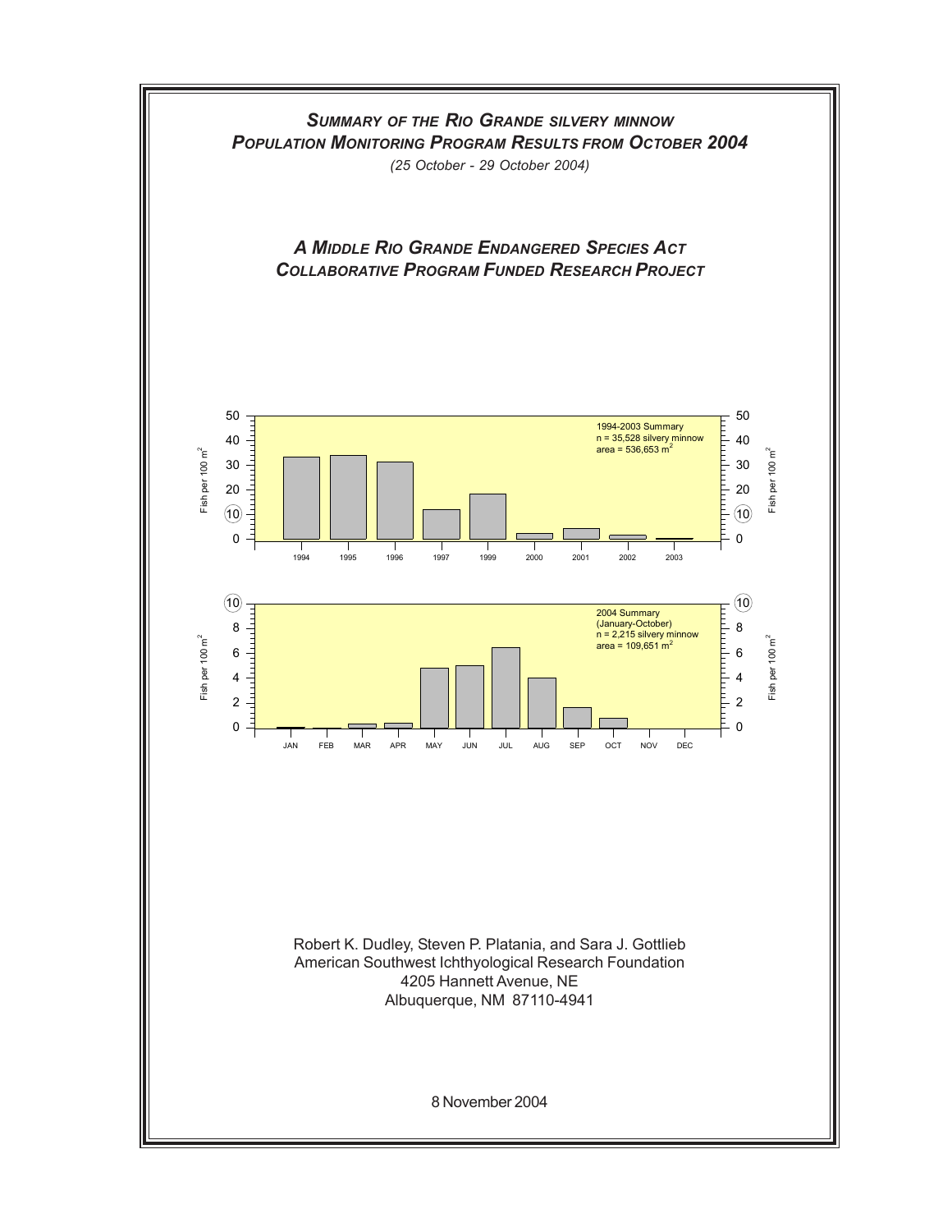# *Summary of the Rio Grande silvery minnow Population Monitoring Program Results from October 2004*

*(25 October - 29 October 2004)*

## *A Middle Rio Grande Endangered Species Act Collaborative Program Funded Research Project*

1994-2003 Summary
n = 35,528 silvery minnow
area = 536,653 $m^2$

2004 Summary
(January-October)
n = 2,215 silvery minnow
area = 109,651 $m^2$

Robert K. Dudley, Steven P. Platania, and Sara J. Gottlieb
American Southwest Ichthyological Research Foundation
4205 Hannett Avenue, NE
Albuquerque, NM 87110-4941

8 November 2004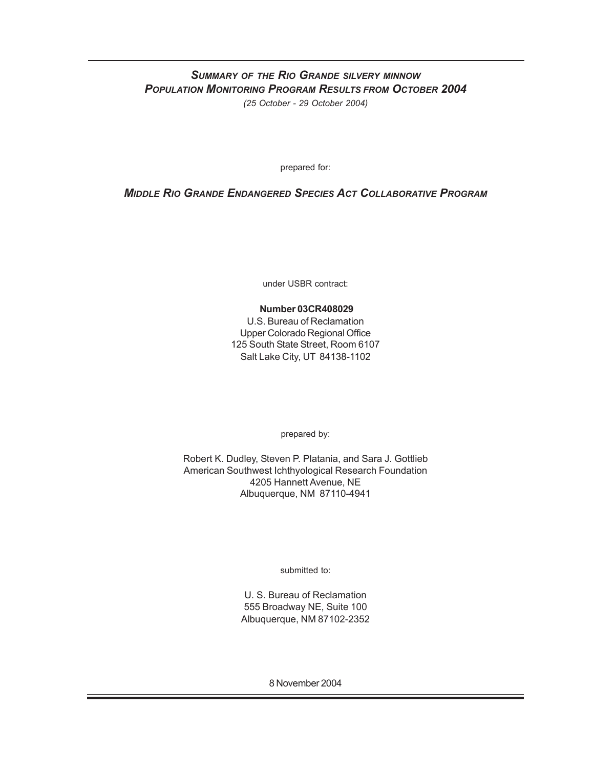# *Summary of the Rio Grande silvery minnow Population Monitoring Program Results from October 2004*

*(25 October - 29 October 2004)*

prepared for:

## *Middle Rio Grande Endangered Species Act Collaborative Program*

under USBR contract:

**Number 03CR408029**
U.S. Bureau of Reclamation
Upper Colorado Regional Office
125 South State Street, Room 6107
Salt Lake City, UT 84138-1102

prepared by:

Robert K. Dudley, Steven P. Platania, and Sara J. Gottlieb
American Southwest Ichthyological Research Foundation
4205 Hannett Avenue, NE
Albuquerque, NM 87110-4941

submitted to:

U. S. Bureau of Reclamation
555 Broadway NE, Suite 100
Albuquerque, NM 87102-2352

8 November 2004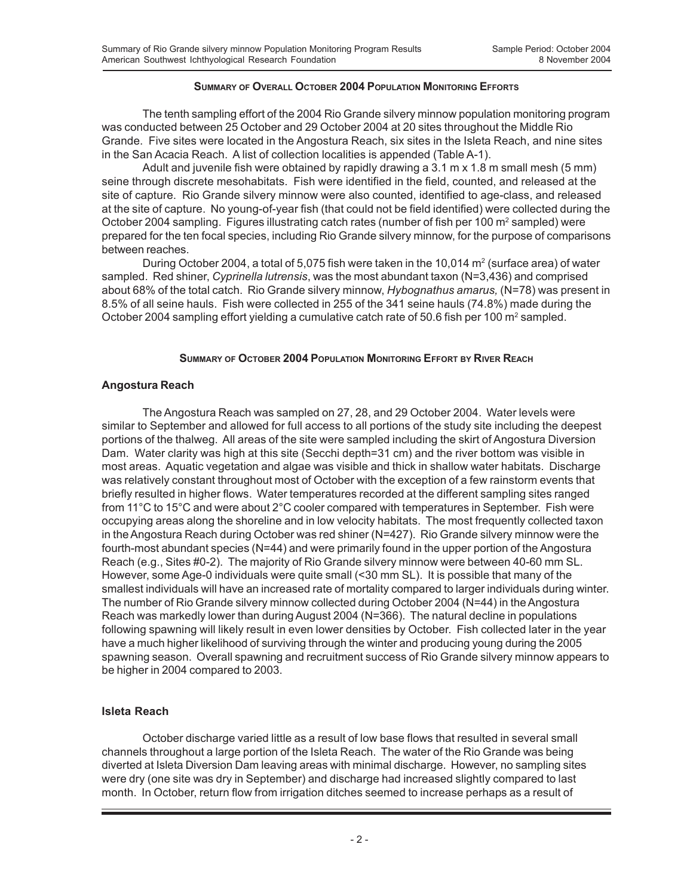## Summary of Overall October 2004 Population Monitoring Efforts

The tenth sampling effort of the 2004 Rio Grande silvery minnow population monitoring program was conducted between 25 October and 29 October 2004 at 20 sites throughout the Middle Rio Grande. Five sites were located in the Angostura Reach, six sites in the Isleta Reach, and nine sites in the San Acacia Reach. A list of collection localities is appended (Table A-1).

Adult and juvenile fish were obtained by rapidly drawing a 3.1 m x 1.8 m small mesh (5 mm) seine through discrete mesohabitats. Fish were identified in the field, counted, and released at the site of capture. Rio Grande silvery minnow were also counted, identified to age-class, and released at the site of capture. No young-of-year fish (that could not be field identified) were collected during the October 2004 sampling. Figures illustrating catch rates (number of fish per 100 $m^2$ sampled) were prepared for the ten focal species, including Rio Grande silvery minnow, for the purpose of comparisons between reaches.

During October 2004, a total of 5,075 fish were taken in the 10,014 $m^2$ (surface area) of water sampled. Red shiner, *Cyprinella lutrensis*, was the most abundant taxon (N=3,436) and comprised about 68% of the total catch. Rio Grande silvery minnow, *Hybognathus amarus,* (N=78) was present in 8.5% of all seine hauls. Fish were collected in 255 of the 341 seine hauls (74.8%) made during the October 2004 sampling effort yielding a cumulative catch rate of 50.6 fish per 100 $m^2$ sampled.

## Summary of October 2004 Population Monitoring Effort by River Reach

### Angostura Reach

The Angostura Reach was sampled on 27, 28, and 29 October 2004. Water levels were similar to September and allowed for full access to all portions of the study site including the deepest portions of the thalweg. All areas of the site were sampled including the skirt of Angostura Diversion Dam. Water clarity was high at this site (Secchi depth=31 cm) and the river bottom was visible in most areas. Aquatic vegetation and algae was visible and thick in shallow water habitats. Discharge was relatively constant throughout most of October with the exception of a few rainstorm events that briefly resulted in higher flows. Water temperatures recorded at the different sampling sites ranged from 11°C to 15°C and were about 2°C cooler compared with temperatures in September. Fish were occupying areas along the shoreline and in low velocity habitats. The most frequently collected taxon in the Angostura Reach during October was red shiner (N=427). Rio Grande silvery minnow were the fourth-most abundant species (N=44) and were primarily found in the upper portion of the Angostura Reach (e.g., Sites #0-2). The majority of Rio Grande silvery minnow were between 40-60 mm SL. However, some Age-0 individuals were quite small (<30 mm SL). It is possible that many of the smallest individuals will have an increased rate of mortality compared to larger individuals during winter. The number of Rio Grande silvery minnow collected during October 2004 (N=44) in the Angostura Reach was markedly lower than during August 2004 (N=366). The natural decline in populations following spawning will likely result in even lower densities by October. Fish collected later in the year have a much higher likelihood of surviving through the winter and producing young during the 2005 spawning season. Overall spawning and recruitment success of Rio Grande silvery minnow appears to be higher in 2004 compared to 2003.

### Isleta Reach

October discharge varied little as a result of low base flows that resulted in several small channels throughout a large portion of the Isleta Reach. The water of the Rio Grande was being diverted at Isleta Diversion Dam leaving areas with minimal discharge. However, no sampling sites were dry (one site was dry in September) and discharge had increased slightly compared to last month. In October, return flow from irrigation ditches seemed to increase perhaps as a result of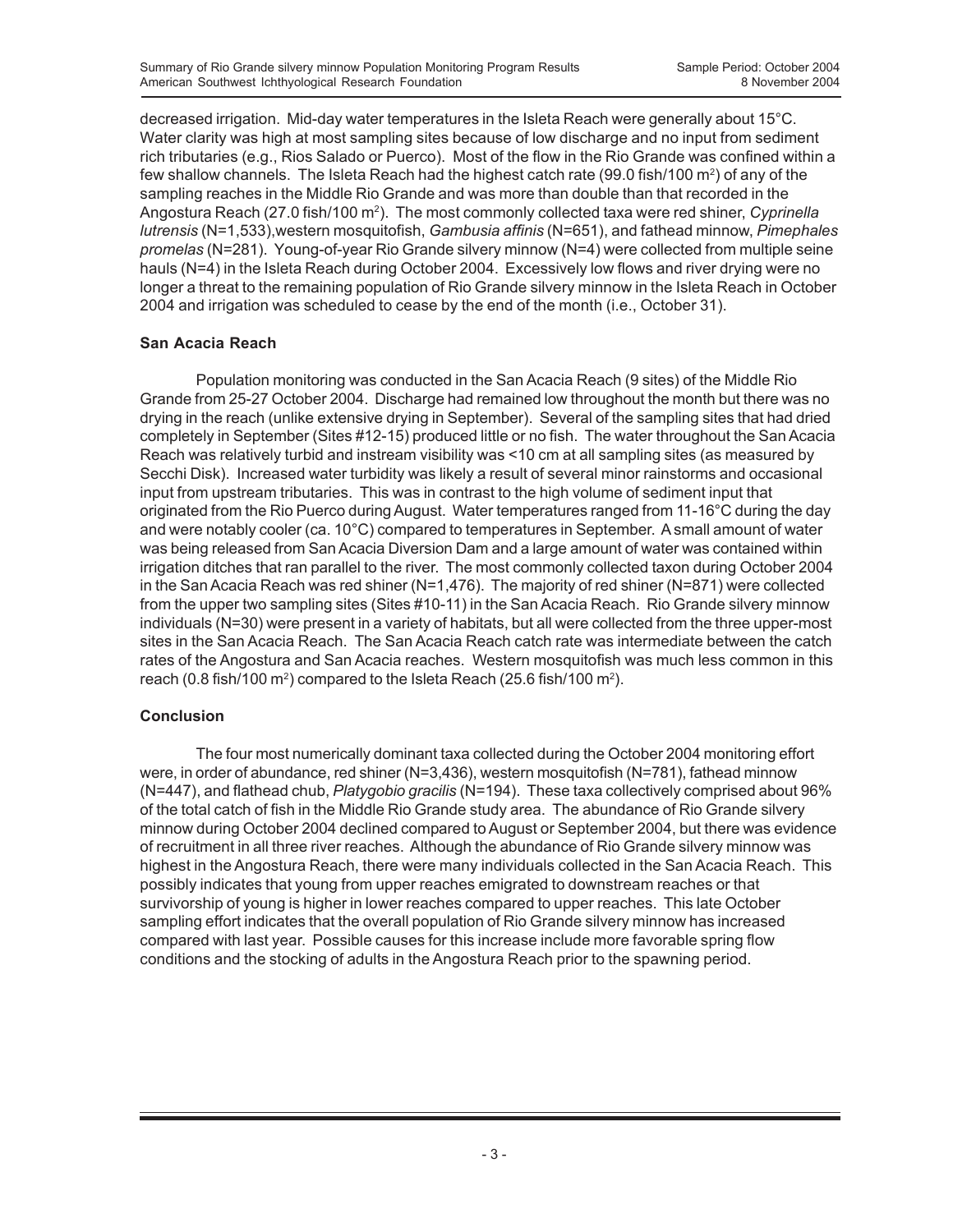decreased irrigation. Mid-day water temperatures in the Isleta Reach were generally about 15°C. Water clarity was high at most sampling sites because of low discharge and no input from sediment rich tributaries (e.g., Rios Salado or Puerco). Most of the flow in the Rio Grande was confined within a few shallow channels. The Isleta Reach had the highest catch rate (99.0 fish/100 $m^2$) of any of the sampling reaches in the Middle Rio Grande and was more than double than that recorded in the Angostura Reach (27.0 fish/100 $m^2$). The most commonly collected taxa were red shiner, *Cyprinella lutrensis* (N=1,533),western mosquitofish, *Gambusia affinis* (N=651), and fathead minnow, *Pimephales promelas* (N=281). Young-of-year Rio Grande silvery minnow (N=4) were collected from multiple seine hauls (N=4) in the Isleta Reach during October 2004. Excessively low flows and river drying were no longer a threat to the remaining population of Rio Grande silvery minnow in the Isleta Reach in October 2004 and irrigation was scheduled to cease by the end of the month (i.e., October 31).

**San Acacia Reach**

Population monitoring was conducted in the San Acacia Reach (9 sites) of the Middle Rio Grande from 25-27 October 2004. Discharge had remained low throughout the month but there was no drying in the reach (unlike extensive drying in September). Several of the sampling sites that had dried completely in September (Sites #12-15) produced little or no fish. The water throughout the San Acacia Reach was relatively turbid and instream visibility was <10 cm at all sampling sites (as measured by Secchi Disk). Increased water turbidity was likely a result of several minor rainstorms and occasional input from upstream tributaries. This was in contrast to the high volume of sediment input that originated from the Rio Puerco during August. Water temperatures ranged from 11-16°C during the day and were notably cooler (ca. 10°C) compared to temperatures in September. A small amount of water was being released from San Acacia Diversion Dam and a large amount of water was contained within irrigation ditches that ran parallel to the river. The most commonly collected taxon during October 2004 in the San Acacia Reach was red shiner (N=1,476). The majority of red shiner (N=871) were collected from the upper two sampling sites (Sites #10-11) in the San Acacia Reach. Rio Grande silvery minnow individuals (N=30) were present in a variety of habitats, but all were collected from the three upper-most sites in the San Acacia Reach. The San Acacia Reach catch rate was intermediate between the catch rates of the Angostura and San Acacia reaches. Western mosquitofish was much less common in this reach (0.8 fish/100 $m^2$) compared to the Isleta Reach (25.6 fish/100 $m^2$).

**Conclusion**

The four most numerically dominant taxa collected during the October 2004 monitoring effort were, in order of abundance, red shiner (N=3,436), western mosquitofish (N=781), fathead minnow (N=447), and flathead chub, *Platygobio gracilis* (N=194). These taxa collectively comprised about 96% of the total catch of fish in the Middle Rio Grande study area. The abundance of Rio Grande silvery minnow during October 2004 declined compared to August or September 2004, but there was evidence of recruitment in all three river reaches. Although the abundance of Rio Grande silvery minnow was highest in the Angostura Reach, there were many individuals collected in the San Acacia Reach. This possibly indicates that young from upper reaches emigrated to downstream reaches or that survivorship of young is higher in lower reaches compared to upper reaches. This late October sampling effort indicates that the overall population of Rio Grande silvery minnow has increased compared with last year. Possible causes for this increase include more favorable spring flow conditions and the stocking of adults in the Angostura Reach prior to the spawning period.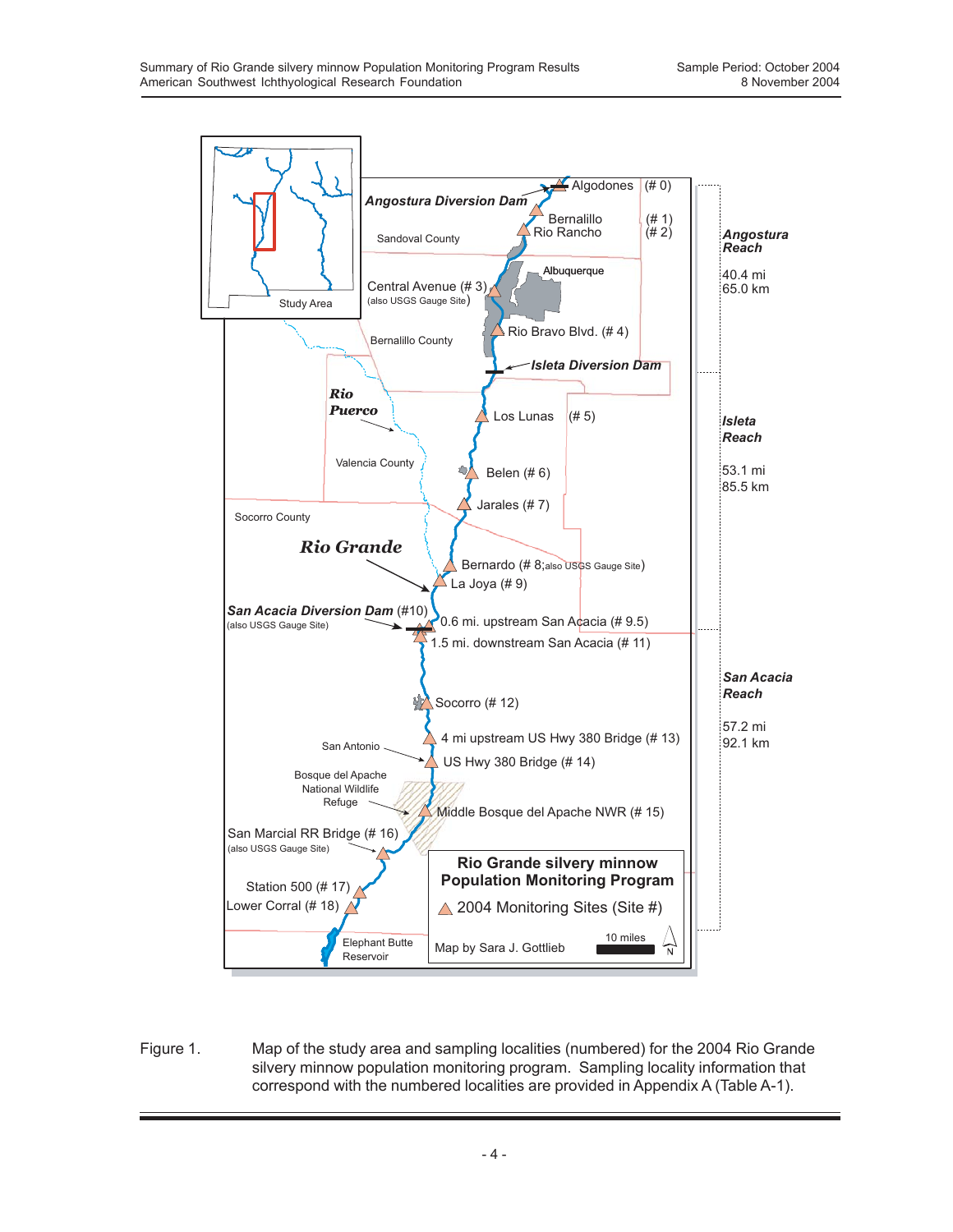Figure 1. Map of the study area and sampling localities (numbered) for the 2004 Rio Grande silvery minnow population monitoring program. Sampling locality information that correspond with the numbered localities are provided in Appendix A (Table A-1).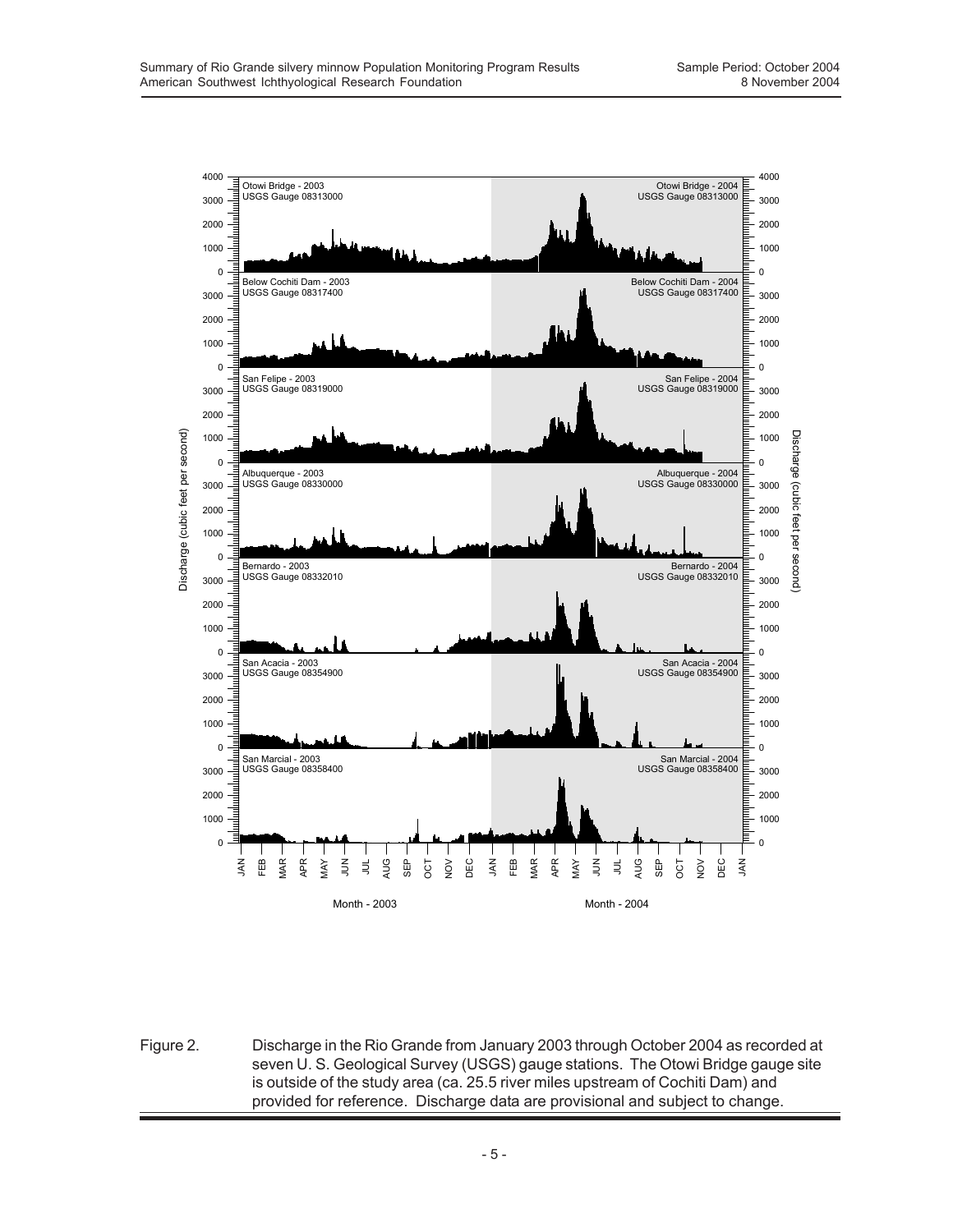Figure 2. Discharge in the Rio Grande from January 2003 through October 2004 as recorded at seven U. S. Geological Survey (USGS) gauge stations. The Otowi Bridge gauge site is outside of the study area (ca. 25.5 river miles upstream of Cochiti Dam) and provided for reference. Discharge data are provisional and subject to change.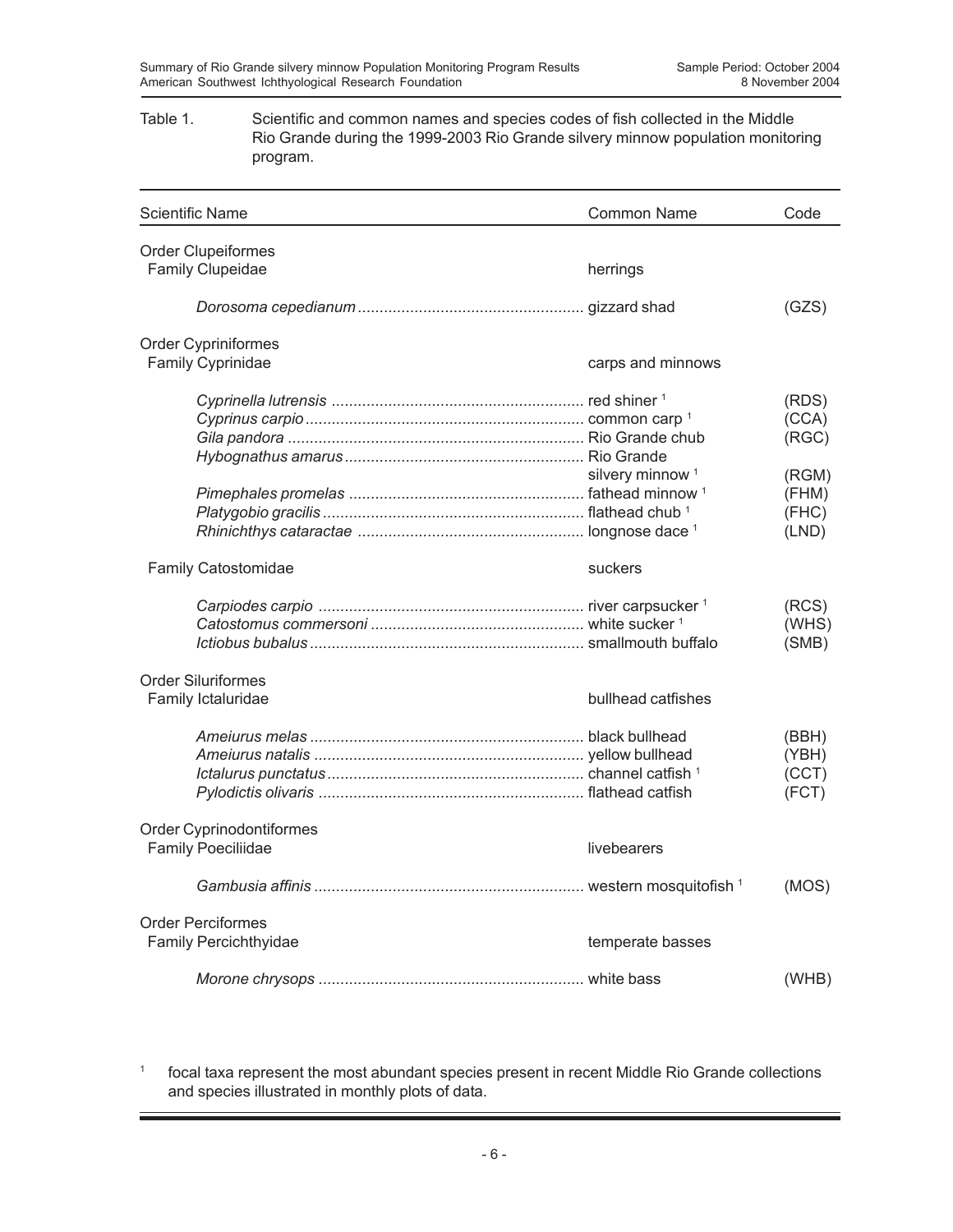Table 1. Scientific and common names and species codes of fish collected in the Middle Rio Grande during the 1999-2003 Rio Grande silvery minnow population monitoring program.

| Scientific Name | Common Name | Code |
|---|---|---|
| Order Clupeiformes | | |
| Family Clupeidae | herrings | |
| *Dorosoma cepedianum* | gizzard shad | (GZS) |
| Order Cypriniformes | | |
| Family Cyprinidae | carps and minnows | |
| *Cyprinella lutrensis* | red shiner [1] | (RDS) |
| *Cyprinus carpio* | common carp [1] | (CCA) |
| *Gila pandora* | Rio Grande chub | (RGC) |
| *Hybognathus amarus* | Rio Grande silvery minnow [1] | (RGM) |
| *Pimephales promelas* | fathead minnow [1] | (FHM) |
| *Platygobio gracilis* | flathead chub [1] | (FHC) |
| *Rhinichthys cataractae* | longnose dace [1] | (LND) |
| Family Catostomidae | suckers | |
| *Carpiodes carpio* | river carpsucker [1] | (RCS) |
| *Catostomus commersoni* | white sucker [1] | (WHS) |
| *Ictiobus bubalus* | smallmouth buffalo | (SMB) |
| Order Siluriformes | | |
| Family Ictaluridae | bullhead catfishes | |
| *Ameiurus melas* | black bullhead | (BBH) |
| *Ameiurus natalis* | yellow bullhead | (YBH) |
| *Ictalurus punctatus* | channel catfish [1] | (CCT) |
| *Pylodictis olivaris* | flathead catfish | (FCT) |
| Order Cyprinodontiformes | | |
| Family Poeciliidae | livebearers | |
| *Gambusia affinis* | western mosquitofish [1] | (MOS) |
| Order Perciformes | | |
| Family Percichthyidae | temperate basses | |
| *Morone chrysops* | white bass | (WHB) |

[1] focal taxa represent the most abundant species present in recent Middle Rio Grande collections and species illustrated in monthly plots of data.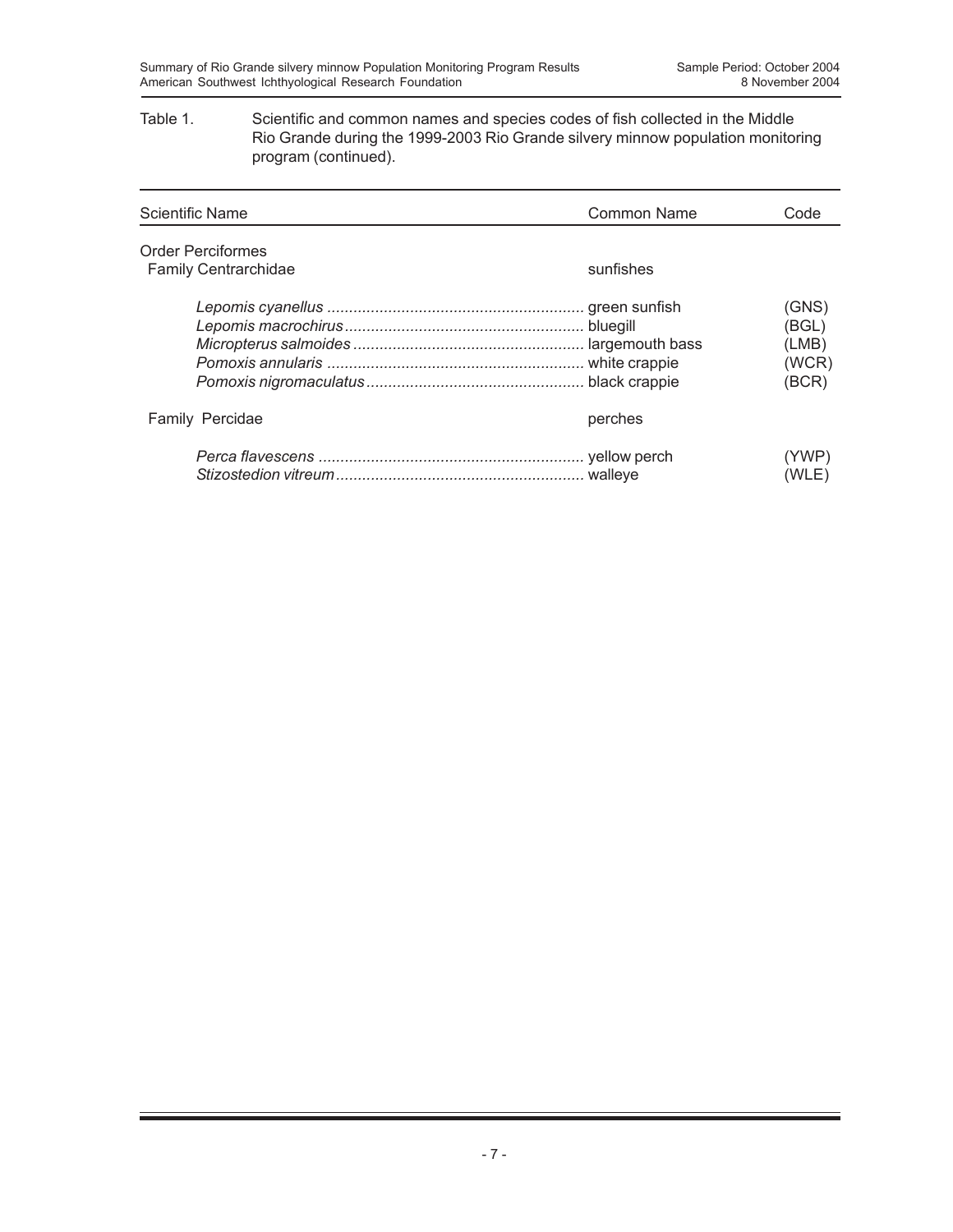Table 1. Scientific and common names and species codes of fish collected in the Middle Rio Grande during the 1999-2003 Rio Grande silvery minnow population monitoring program (continued).

| Scientific Name | Common Name | Code |
|---|---|---|
| Order Perciformes | | |
| Family Centrarchidae | sunfishes | |
| *Lepomis cyanellus* | green sunfish | (GNS) |
| *Lepomis macrochirus* | bluegill | (BGL) |
| *Micropterus salmoides* | largemouth bass | (LMB) |
| *Pomoxis annularis* | white crappie | (WCR) |
| *Pomoxis nigromaculatus* | black crappie | (BCR) |
| Family Percidae | perches | |
| *Perca flavescens* | yellow perch | (YWP) |
| *Stizostedion vitreum* | walleye | (WLE) |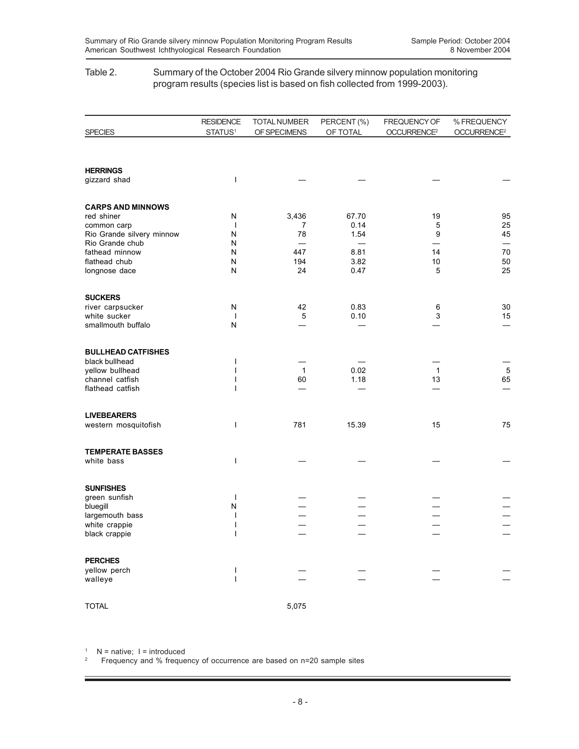Table 2. Summary of the October 2004 Rio Grande silvery minnow population monitoring program results (species list is based on fish collected from 1999-2003).

| SPECIES | RESIDENCE STATUS[1] | TOTAL NUMBER OF SPECIMENS | PERCENT (%) OF TOTAL | FREQUENCY OF OCCURRENCE[2] | % FREQUENCY OCCURRENCE[2] |
|---|---|---|---|---|---|
| **HERRINGS** | | | | | |
| gizzard shad | I | — | — | — | — |
| **CARPS AND MINNOWS** | | | | | |
| red shiner | N | 3,436 | 67.70 | 19 | 95 |
| common carp | I | 7 | 0.14 | 5 | 25 |
| Rio Grande silvery minnow | N | 78 | 1.54 | 9 | 45 |
| Rio Grande chub | N | — | — | — | — |
| fathead minnow | N | 447 | 8.81 | 14 | 70 |
| flathead chub | N | 194 | 3.82 | 10 | 50 |
| longnose dace | N | 24 | 0.47 | 5 | 25 |
| **SUCKERS** | | | | | |
| river carpsucker | N | 42 | 0.83 | 6 | 30 |
| white sucker | I | 5 | 0.10 | 3 | 15 |
| smallmouth buffalo | N | — | — | — | — |
| **BULLHEAD CATFISHES** | | | | | |
| black bullhead | I | — | — | — | — |
| yellow bullhead | I | 1 | 0.02 | 1 | 5 |
| channel catfish | I | 60 | 1.18 | 13 | 65 |
| flathead catfish | I | — | — | — | — |
| **LIVEBEARERS** | | | | | |
| western mosquitofish | I | 781 | 15.39 | 15 | 75 |
| **TEMPERATE BASSES** | | | | | |
| white bass | I | — | — | — | — |
| **SUNFISHES** | | | | | |
| green sunfish | I | — | — | — | — |
| bluegill | N | — | — | — | — |
| largemouth bass | I | — | — | — | — |
| white crappie | I | — | — | — | — |
| black crappie | I | — | — | — | — |
| **PERCHES** | | | | | |
| yellow perch | I | — | — | — | — |
| walleye | I | — | — | — | — |
| TOTAL | | 5,075 | | | |

[1] N = native; I = introduced

[2] Frequency and % frequency of occurrence are based on n=20 sample sites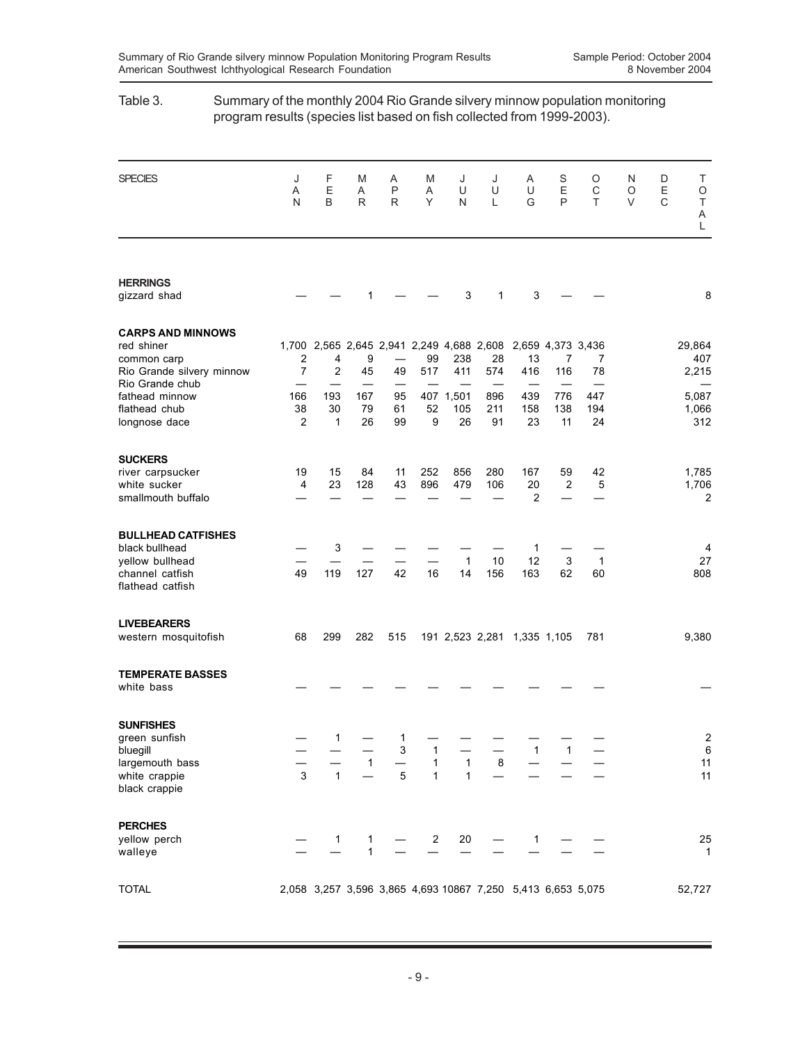Table 3. Summary of the monthly 2004 Rio Grande silvery minnow population monitoring program results (species list based on fish collected from 1999-2003).

| SPECIES | JAN | FEB | MAR | APR | MAY | JUN | JUL | AUG | SEP | OCT | NOV | DEC | TOTAL |
|---|---|---|---|---|---|---|---|---|---|---|---|---|---|
| **HERRINGS** | | | | | | | | | | | | | |
| gizzard shad | — | — | 1 | — | — | 3 | 1 | 3 | — | — | | | 8 |
| **CARPS AND MINNOWS** | | | | | | | | | | | | | |
| red shiner | 1,700 | 2,565 | 2,645 | 2,941 | 2,249 | 4,688 | 2,608 | 2,659 | 4,373 | 3,436 | | | 29,864 |
| common carp | 2 | 4 | 9 | — | 99 | 238 | 28 | 13 | 7 | 7 | | | 407 |
| Rio Grande silvery minnow | 7 | 2 | 45 | 49 | 517 | 411 | 574 | 416 | 116 | 78 | | | 2,215 |
| Rio Grande chub | — | — | — | — | — | — | — | — | — | — | | | — |
| fathead minnow | 166 | 193 | 167 | 95 | 407 | 1,501 | 896 | 439 | 776 | 447 | | | 5,087 |
| flathead chub | 38 | 30 | 79 | 61 | 52 | 105 | 211 | 158 | 138 | 194 | | | 1,066 |
| longnose dace | 2 | 1 | 26 | 99 | 9 | 26 | 91 | 23 | 11 | 24 | | | 312 |
| **SUCKERS** | | | | | | | | | | | | | |
| river carpsucker | 19 | 15 | 84 | 11 | 252 | 856 | 280 | 167 | 59 | 42 | | | 1,785 |
| white sucker | 4 | 23 | 128 | 43 | 896 | 479 | 106 | 20 | 2 | 5 | | | 1,706 |
| smallmouth buffalo | — | — | — | — | — | — | — | 2 | — | — | | | 2 |
| **BULLHEAD CATFISHES** | | | | | | | | | | | | | |
| black bullhead | — | 3 | — | — | — | — | — | 1 | — | — | | | 4 |
| yellow bullhead | — | — | — | — | — | 1 | 10 | 12 | 3 | 1 | | | 27 |
| channel catfish | 49 | 119 | 127 | 42 | 16 | 14 | 156 | 163 | 62 | 60 | | | 808 |
| flathead catfish | | | | | | | | | | | | | |
| **LIVEBEARERS** | | | | | | | | | | | | | |
| western mosquitofish | 68 | 299 | 282 | 515 | 191 | 2,523 | 2,281 | 1,335 | 1,105 | 781 | | | 9,380 |
| **TEMPERATE BASSES** | | | | | | | | | | | | | |
| white bass | — | — | — | — | — | — | — | — | — | — | | | — |
| **SUNFISHES** | | | | | | | | | | | | | |
| green sunfish | — | 1 | — | 1 | — | — | — | — | — | — | | | 2 |
| bluegill | — | — | — | 3 | 1 | — | — | 1 | 1 | — | | | 6 |
| largemouth bass | — | — | 1 | — | 1 | 1 | 8 | — | — | — | | | 11 |
| white crappie | 3 | 1 | — | 5 | 1 | 1 | — | — | — | — | | | 11 |
| black crappie | | | | | | | | | | | | | |
| **PERCHES** | | | | | | | | | | | | | |
| yellow perch | — | 1 | 1 | — | 2 | 20 | — | 1 | — | — | | | 25 |
| walleye | — | — | 1 | — | — | — | — | — | — | — | | | 1 |
| TOTAL | 2,058 | 3,257 | 3,596 | 3,865 | 4,693 | 10867 | 7,250 | 5,413 | 6,653 | 5,075 | | | 52,727 |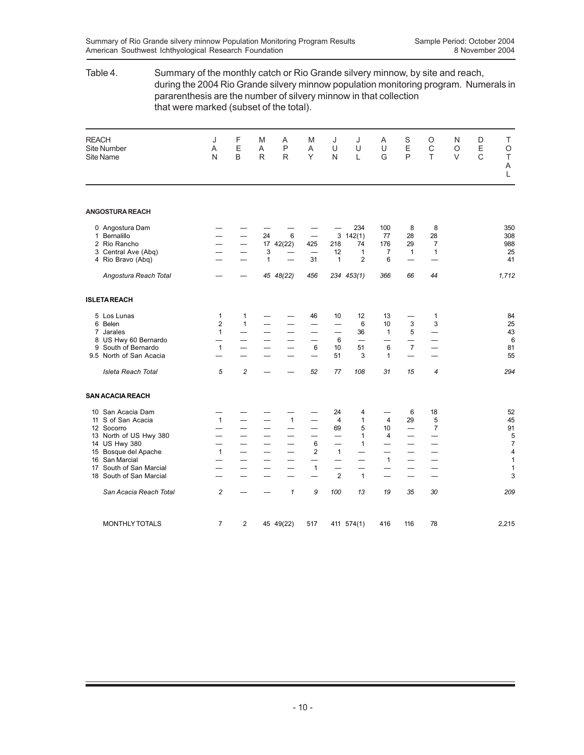Table 4. Summary of the monthly catch or Rio Grande silvery minnow, by site and reach, during the 2004 Rio Grande silvery minnow population monitoring program. Numerals in pararenthesis are the number of silvery minnow in that collection that were marked (subset of the total).

| REACH Site Number Site Name | JAN | FEB | MAR | APR | MAY | JUN | JUL | AUG | SEP | OCT | NOV | DEC | TOTAL |
|---|---|---|---|---|---|---|---|---|---|---|---|---|---|
| **ANGOSTURA REACH** | | | | | | | | | | | | | |
| 0 Angostura Dam | — | — | — | — | — | — | 234 | 100 | 8 | 8 | | | 350 |
| 1 Bernalillo | — | — | 24 | 6 | — | 3 | 142(1) | 77 | 28 | 28 | | | 308 |
| 2 Rio Rancho | — | — | 17 | 42(22) | 425 | 218 | 74 | 176 | 29 | 7 | | | 988 |
| 3 Central Ave (Abq) | — | — | 3 | — | — | 12 | 1 | 7 | 1 | 1 | | | 25 |
| 4 Rio Bravo (Abq) | — | — | 1 | — | 31 | 1 | 2 | 6 | — | — | | | 41 |
| *Angostura Reach Total* | — | — | *45* | *48(22)* | *456* | *234* | *453(1)* | *366* | *66* | *44* | | | *1,712* |
| **ISLETA REACH** | | | | | | | | | | | | | |
| 5 Los Lunas | 1 | 1 | — | — | 46 | 10 | 12 | 13 | — | 1 | | | 84 |
| 6 Belen | 2 | 1 | — | — | — | — | 6 | 10 | 3 | 3 | | | 25 |
| 7 Jarales | 1 | — | — | — | — | — | 36 | 1 | 5 | — | | | 43 |
| 8 US Hwy 60 Bernardo | — | — | — | — | — | 6 | — | — | — | — | | | 6 |
| 9 South of Bernardo | 1 | — | — | — | 6 | 10 | 51 | 6 | 7 | — | | | 81 |
| 9.5 North of San Acacia | — | — | — | — | — | 51 | 3 | 1 | — | — | | | 55 |
| *Isleta Reach Total* | *5* | *2* | — | — | *52* | *77* | *108* | *31* | *15* | *4* | | | *294* |
| **SAN ACACIA REACH** | | | | | | | | | | | | | |
| 10 San Acacia Dam | — | — | — | — | — | 24 | 4 | — | 6 | 18 | | | 52 |
| 11 S of San Acacia | 1 | — | — | 1 | — | 4 | 1 | 4 | 29 | 5 | | | 45 |
| 12 Socorro | — | — | — | — | — | 69 | 5 | 10 | — | 7 | | | 91 |
| 13 North of US Hwy 380 | — | — | — | — | — | — | 1 | 4 | — | — | | | 5 |
| 14 US Hwy 380 | — | — | — | — | 6 | — | 1 | — | — | — | | | 7 |
| 15 Bosque del Apache | 1 | — | — | — | 2 | 1 | — | — | — | — | | | 4 |
| 16 San Marcial | — | — | — | — | — | — | — | 1 | — | — | | | 1 |
| 17 South of San Marcial | — | — | — | — | 1 | — | — | — | — | — | | | 1 |
| 18 South of San Marcial | — | — | — | — | — | 2 | 1 | — | — | — | | | 3 |
| *San Acacia Reach Total* | *2* | — | — | *1* | *9* | *100* | *13* | *19* | *35* | *30* | | | *209* |
| MONTHLY TOTALS | 7 | 2 | 45 | 49(22) | 517 | 411 | 574(1) | 416 | 116 | 78 | | | 2,215 |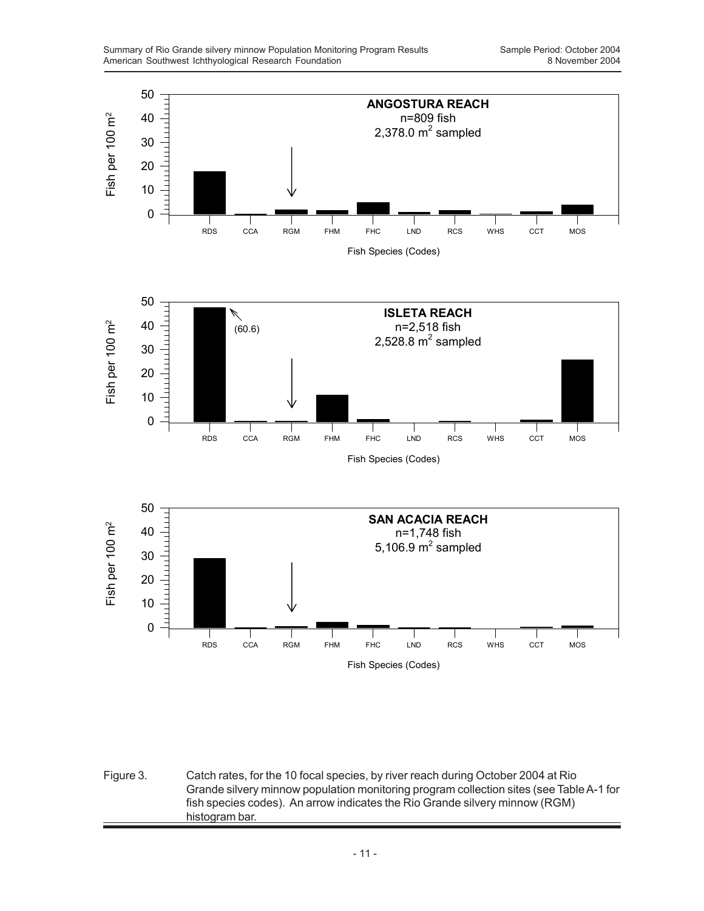**ANGOSTURA REACH**
n=809 fish
2,378.0 $m^2$ sampled

Fish per 100 $m^2$

RDS CCA RGM FHM FHC LND RCS WHS CCT MOS

Fish Species (Codes)

**ISLETA REACH**
n=2,518 fish
2,528.8 $m^2$ sampled

(60.6)

Fish per 100 $m^2$

RDS CCA RGM FHM FHC LND RCS WHS CCT MOS

Fish Species (Codes)

**SAN ACACIA REACH**
n=1,748 fish
5,106.9 $m^2$ sampled

Fish per 100 $m^2$

RDS CCA RGM FHM FHC LND RCS WHS CCT MOS

Fish Species (Codes)

Figure 3. Catch rates, for the 10 focal species, by river reach during October 2004 at Rio Grande silvery minnow population monitoring program collection sites (see Table A-1 for fish species codes). An arrow indicates the Rio Grande silvery minnow (RGM) histogram bar.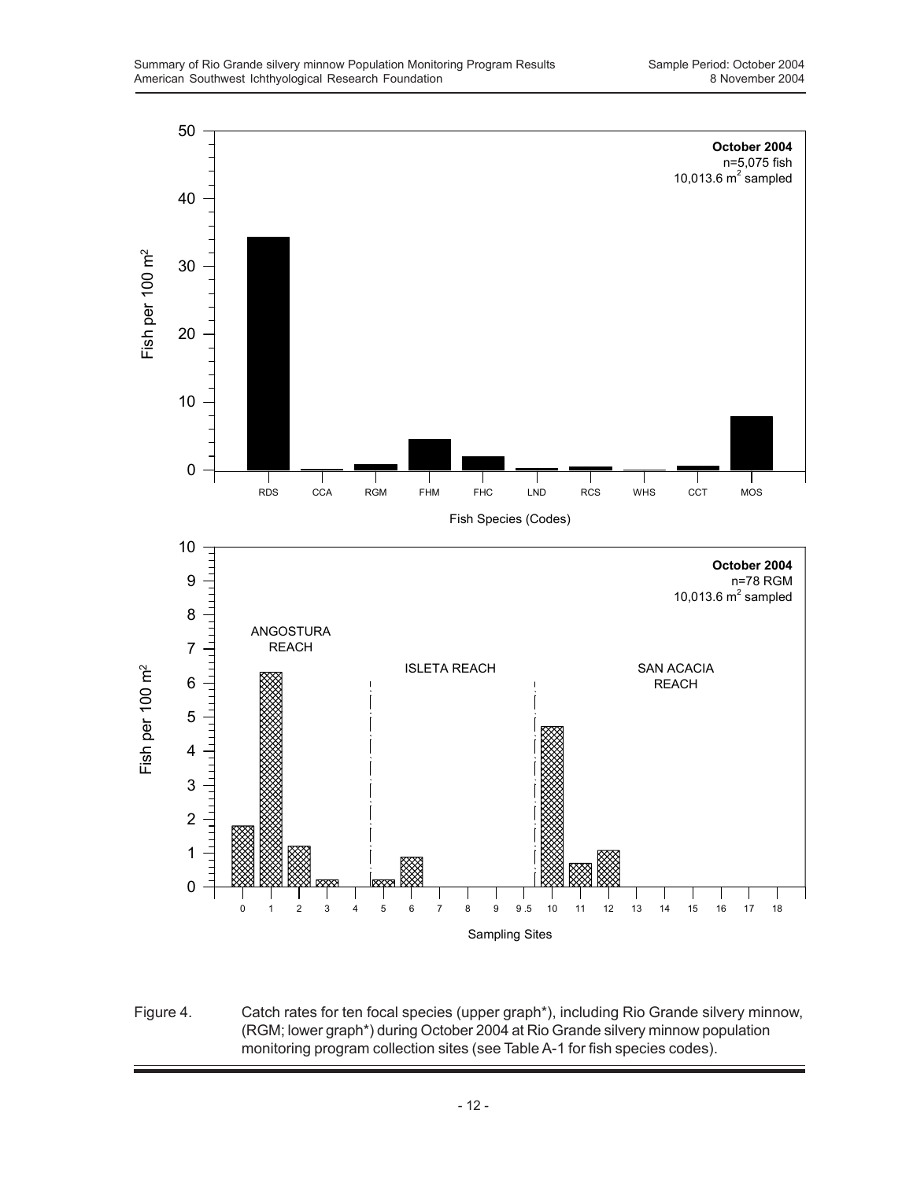Figure 4. Catch rates for ten focal species (upper graph*), including Rio Grande silvery minnow, (RGM; lower graph*) during October 2004 at Rio Grande silvery minnow population monitoring program collection sites (see Table A-1 for fish species codes).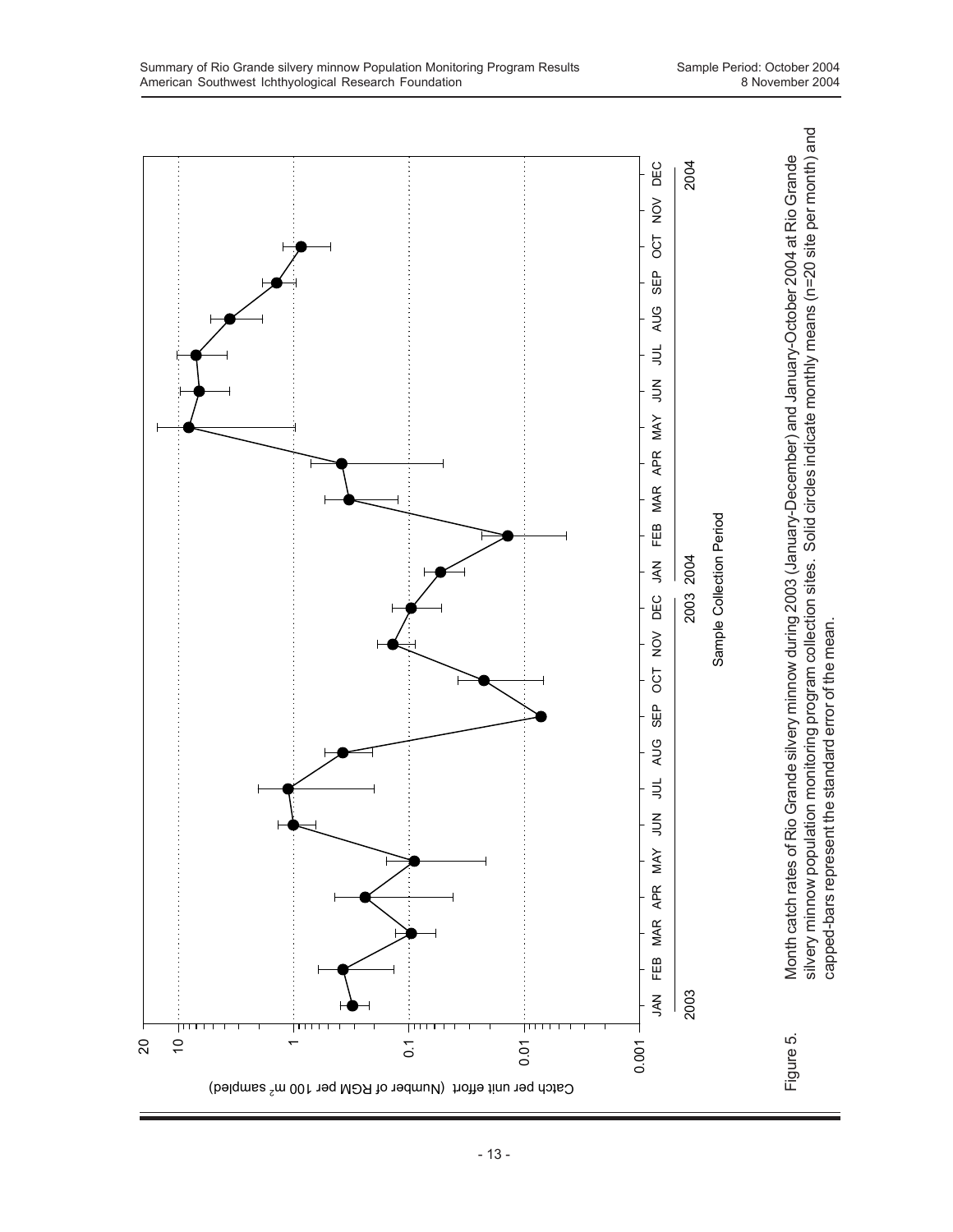Figure 5. Month catch rates of Rio Grande silvery minnow during 2003 (January-December) and January-October 2004 at Rio Grande silvery minnow population monitoring program collection sites. Solid circles indicate monthly means (n=20 site per month) and capped-bars represent the standard error of the mean.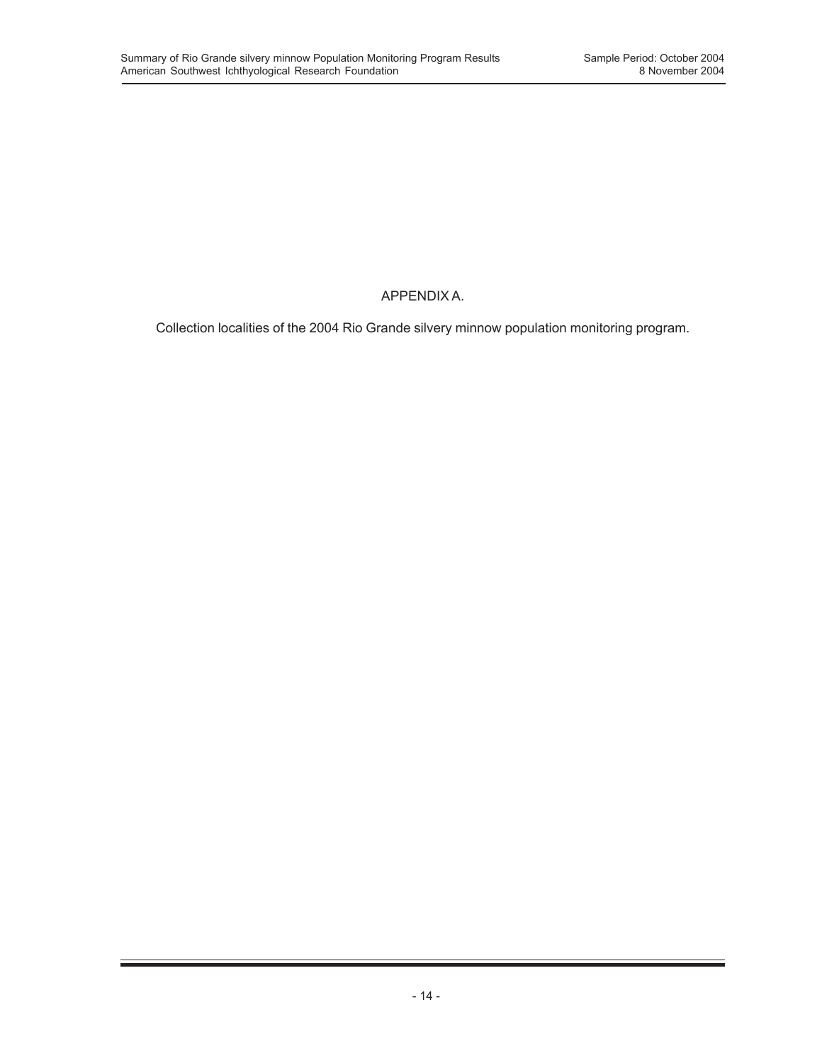# APPENDIX A.

Collection localities of the 2004 Rio Grande silvery minnow population monitoring program.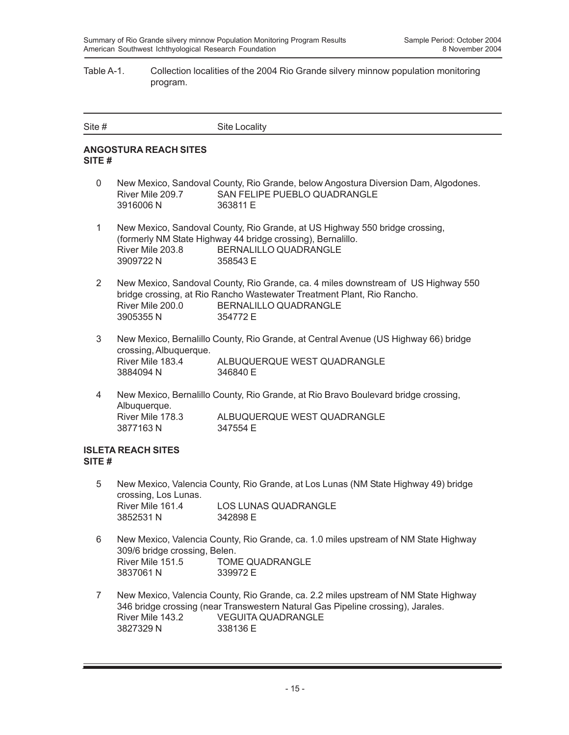Table A-1. Collection localities of the 2004 Rio Grande silvery minnow population monitoring program.

| Site # | Site Locality |
|---|---|

**ANGOSTURA REACH SITES**
**SITE #**

0 New Mexico, Sandoval County, Rio Grande, below Angostura Diversion Dam, Algodones.
River Mile 209.7 SAN FELIPE PUEBLO QUADRANGLE
3916006 N 363811 E

1 New Mexico, Sandoval County, Rio Grande, at US Highway 550 bridge crossing, (formerly NM State Highway 44 bridge crossing), Bernalillo.
River Mile 203.8 BERNALILLO QUADRANGLE
3909722 N 358543 E

2 New Mexico, Sandoval County, Rio Grande, ca. 4 miles downstream of US Highway 550 bridge crossing, at Rio Rancho Wastewater Treatment Plant, Rio Rancho.
River Mile 200.0 BERNALILLO QUADRANGLE
3905355 N 354772 E

3 New Mexico, Bernalillo County, Rio Grande, at Central Avenue (US Highway 66) bridge crossing, Albuquerque.
River Mile 183.4 ALBUQUERQUE WEST QUADRANGLE
3884094 N 346840 E

4 New Mexico, Bernalillo County, Rio Grande, at Rio Bravo Boulevard bridge crossing, Albuquerque.
River Mile 178.3 ALBUQUERQUE WEST QUADRANGLE
3877163 N 347554 E

**ISLETA REACH SITES**
**SITE #**

5 New Mexico, Valencia County, Rio Grande, at Los Lunas (NM State Highway 49) bridge crossing, Los Lunas.
River Mile 161.4 LOS LUNAS QUADRANGLE
3852531 N 342898 E

6 New Mexico, Valencia County, Rio Grande, ca. 1.0 miles upstream of NM State Highway 309/6 bridge crossing, Belen.
River Mile 151.5 TOME QUADRANGLE
3837061 N 339972 E

7 New Mexico, Valencia County, Rio Grande, ca. 2.2 miles upstream of NM State Highway 346 bridge crossing (near Transwestern Natural Gas Pipeline crossing), Jarales.
River Mile 143.2 VEGUITA QUADRANGLE
3827329 N 338136 E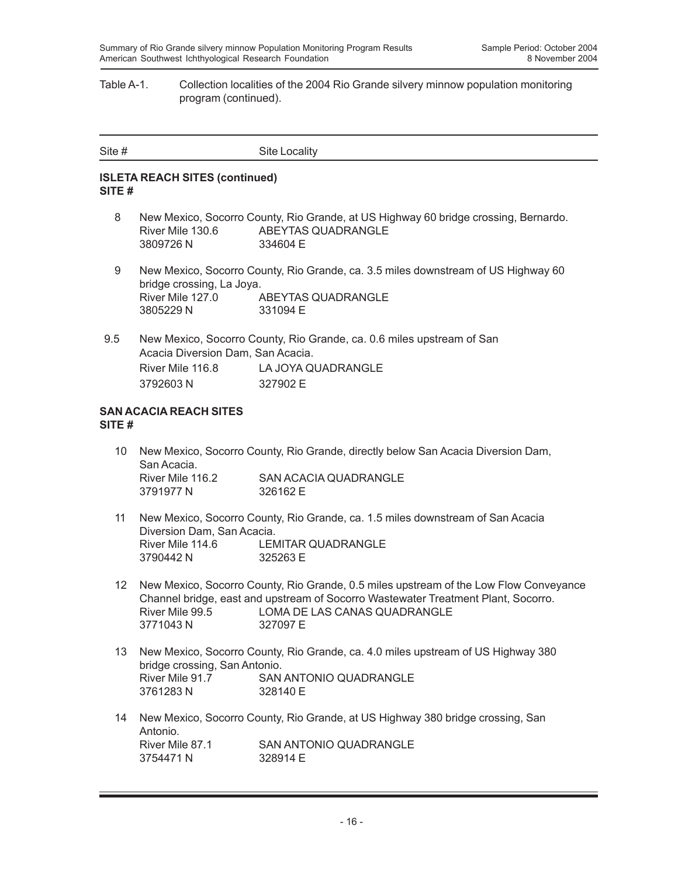Table A-1. Collection localities of the 2004 Rio Grande silvery minnow population monitoring program (continued).

| Site # | Site Locality |
|---|---|

**ISLETA REACH SITES (continued)**
**SITE #**

8 New Mexico, Socorro County, Rio Grande, at US Highway 60 bridge crossing, Bernardo.
River Mile 130.6 ABEYTAS QUADRANGLE
3809726 N 334604 E

9 New Mexico, Socorro County, Rio Grande, ca. 3.5 miles downstream of US Highway 60 bridge crossing, La Joya.
River Mile 127.0 ABEYTAS QUADRANGLE
3805229 N 331094 E

9.5 New Mexico, Socorro County, Rio Grande, ca. 0.6 miles upstream of San Acacia Diversion Dam, San Acacia.
River Mile 116.8 LA JOYA QUADRANGLE
3792603 N 327902 E

**SAN ACACIA REACH SITES**
**SITE #**

10 New Mexico, Socorro County, Rio Grande, directly below San Acacia Diversion Dam, San Acacia.
River Mile 116.2 SAN ACACIA QUADRANGLE
3791977 N 326162 E

11 New Mexico, Socorro County, Rio Grande, ca. 1.5 miles downstream of San Acacia Diversion Dam, San Acacia.
River Mile 114.6 LEMITAR QUADRANGLE
3790442 N 325263 E

12 New Mexico, Socorro County, Rio Grande, 0.5 miles upstream of the Low Flow Conveyance Channel bridge, east and upstream of Socorro Wastewater Treatment Plant, Socorro.
River Mile 99.5 LOMA DE LAS CANAS QUADRANGLE
3771043 N 327097 E

13 New Mexico, Socorro County, Rio Grande, ca. 4.0 miles upstream of US Highway 380 bridge crossing, San Antonio.
River Mile 91.7 SAN ANTONIO QUADRANGLE
3761283 N 328140 E

14 New Mexico, Socorro County, Rio Grande, at US Highway 380 bridge crossing, San Antonio.
River Mile 87.1 SAN ANTONIO QUADRANGLE
3754471 N 328914 E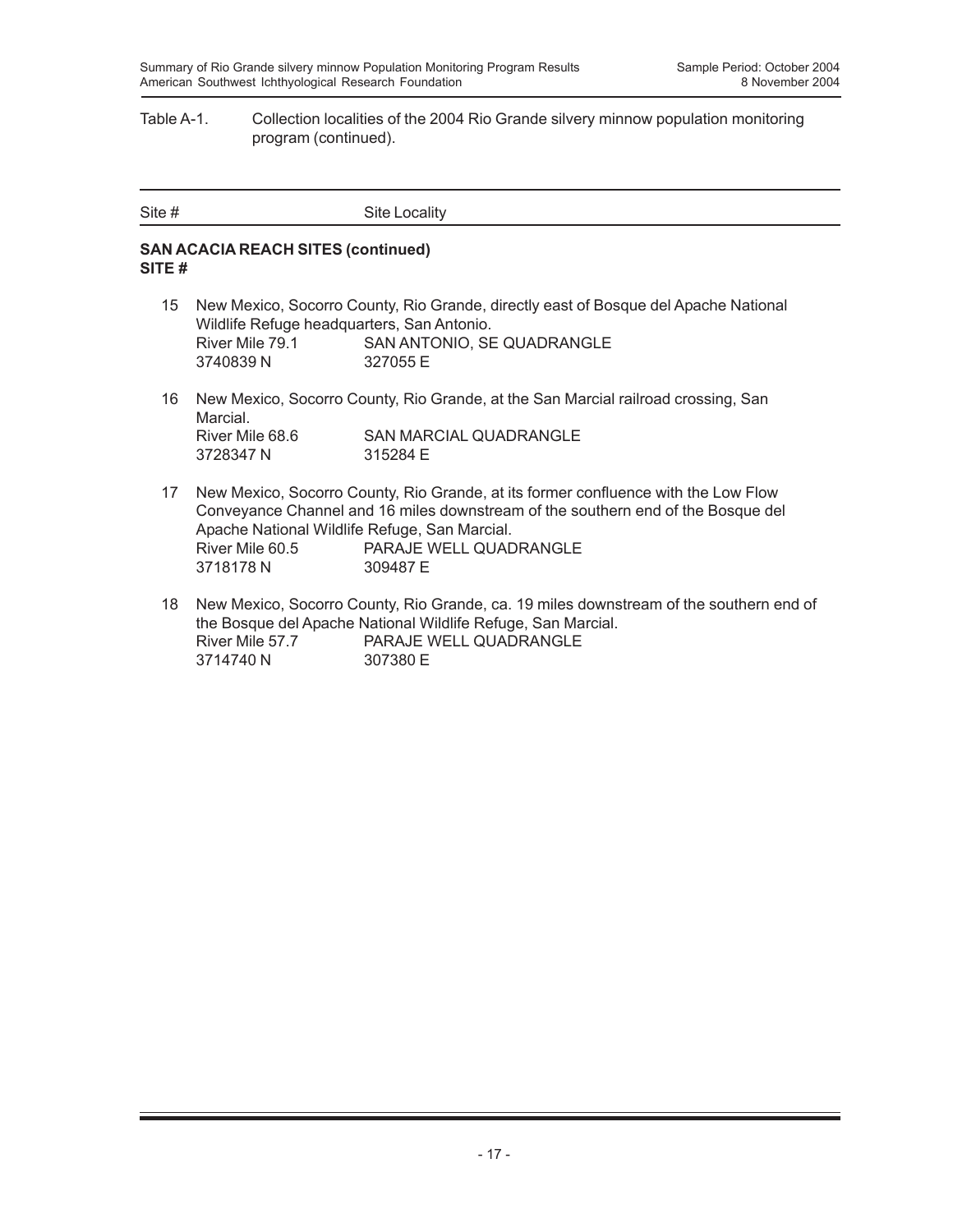Table A-1. Collection localities of the 2004 Rio Grande silvery minnow population monitoring program (continued).

---

Site # Site Locality

---

**SAN ACACIA REACH SITES (continued)**
**SITE #**

15 New Mexico, Socorro County, Rio Grande, directly east of Bosque del Apache National Wildlife Refuge headquarters, San Antonio.
River Mile 79.1 SAN ANTONIO, SE QUADRANGLE
3740839 N 327055 E

16 New Mexico, Socorro County, Rio Grande, at the San Marcial railroad crossing, San Marcial.
River Mile 68.6 SAN MARCIAL QUADRANGLE
3728347 N 315284 E

17 New Mexico, Socorro County, Rio Grande, at its former confluence with the Low Flow Conveyance Channel and 16 miles downstream of the southern end of the Bosque del Apache National Wildlife Refuge, San Marcial.
River Mile 60.5 PARAJE WELL QUADRANGLE
3718178 N 309487 E

18 New Mexico, Socorro County, Rio Grande, ca. 19 miles downstream of the southern end of the Bosque del Apache National Wildlife Refuge, San Marcial.
River Mile 57.7 PARAJE WELL QUADRANGLE
3714740 N 307380 E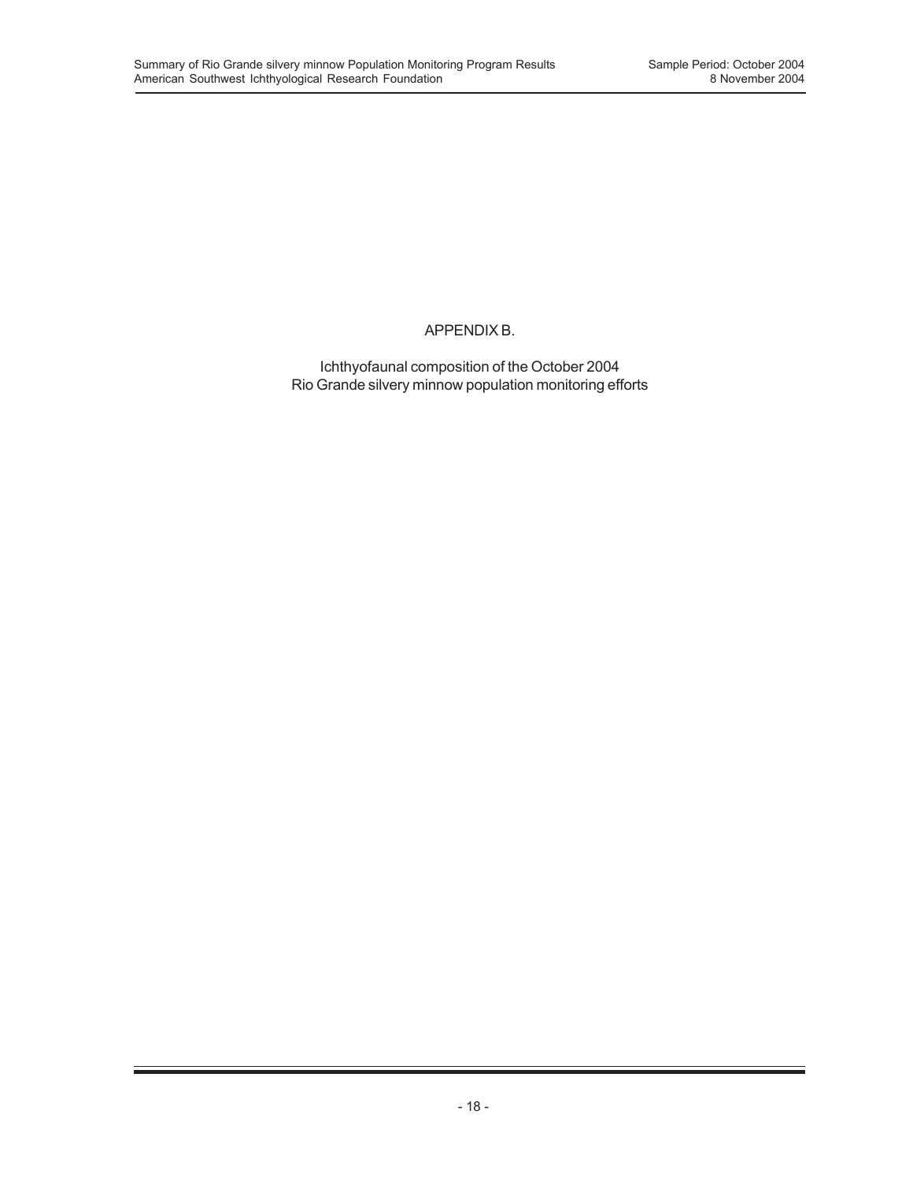# APPENDIX B.

Ichthyofaunal composition of the October 2004
Rio Grande silvery minnow population monitoring efforts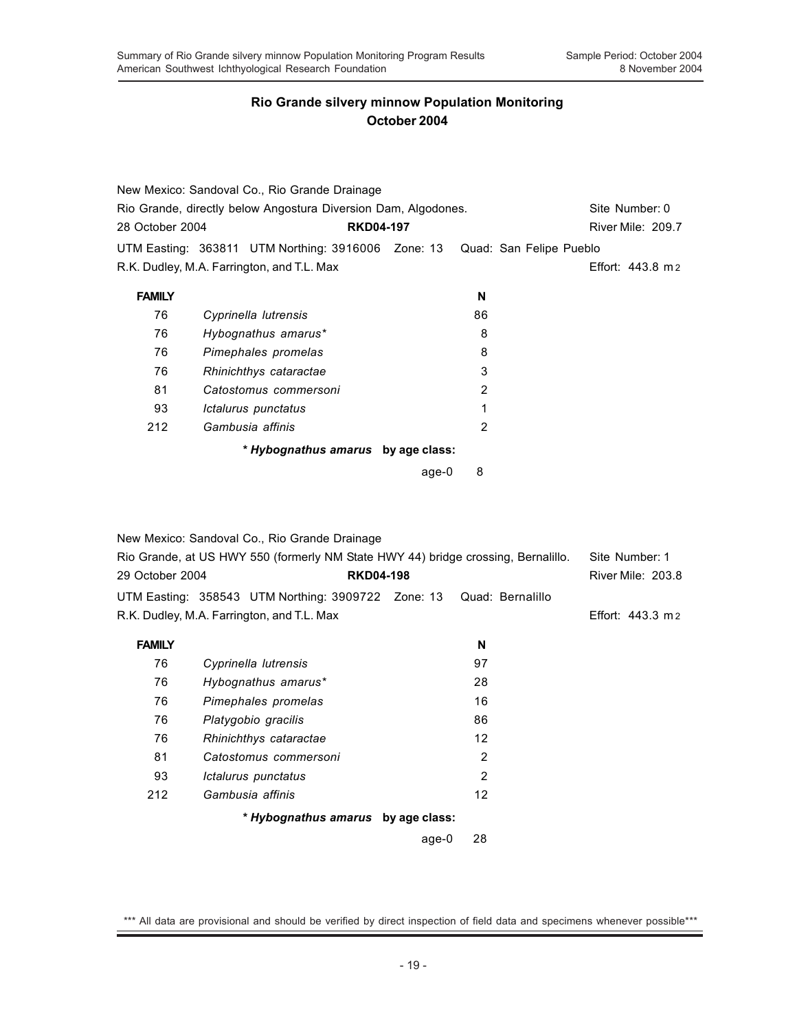## Rio Grande silvery minnow Population Monitoring
## October 2004

New Mexico: Sandoval Co., Rio Grande Drainage
Rio Grande, directly below Angostura Diversion Dam, Algodones. Site Number: 0
28 October 2004 **RKD04-197** River Mile: 209.7
UTM Easting: 363811 UTM Northing: 3916006 Zone: 13 Quad: San Felipe Pueblo
R.K. Dudley, M.A. Farrington, and T.L. Max Effort: 443.8 $m^2$

| FAMILY | | N |
|---|---|---|
| 76 | *Cyprinella lutrensis* | 86 |
| 76 | *Hybognathus amarus** | 8 |
| 76 | *Pimephales promelas* | 8 |
| 76 | *Rhinichthys cataractae* | 3 |
| 81 | *Catostomus commersoni* | 2 |
| 93 | *Ictalurus punctatus* | 1 |
| 212 | *Gambusia affinis* | 2 |

**\* *Hybognathus amarus* by age class:**

| | |
|---|---|
| age-0 | 8 |

New Mexico: Sandoval Co., Rio Grande Drainage
Rio Grande, at US HWY 550 (formerly NM State HWY 44) bridge crossing, Bernalillo. Site Number: 1
29 October 2004 **RKD04-198** River Mile: 203.8
UTM Easting: 358543 UTM Northing: 3909722 Zone: 13 Quad: Bernalillo
R.K. Dudley, M.A. Farrington, and T.L. Max Effort: 443.3 $m^2$

| FAMILY | | N |
|---|---|---|
| 76 | *Cyprinella lutrensis* | 97 |
| 76 | *Hybognathus amarus** | 28 |
| 76 | *Pimephales promelas* | 16 |
| 76 | *Platygobio gracilis* | 86 |
| 76 | *Rhinichthys cataractae* | 12 |
| 81 | *Catostomus commersoni* | 2 |
| 93 | *Ictalurus punctatus* | 2 |
| 212 | *Gambusia affinis* | 12 |

**\* *Hybognathus amarus* by age class:**

| | |
|---|---|
| age-0 | 28 |

\*\*\* All data are provisional and should be verified by direct inspection of field data and specimens whenever possible\*\*\*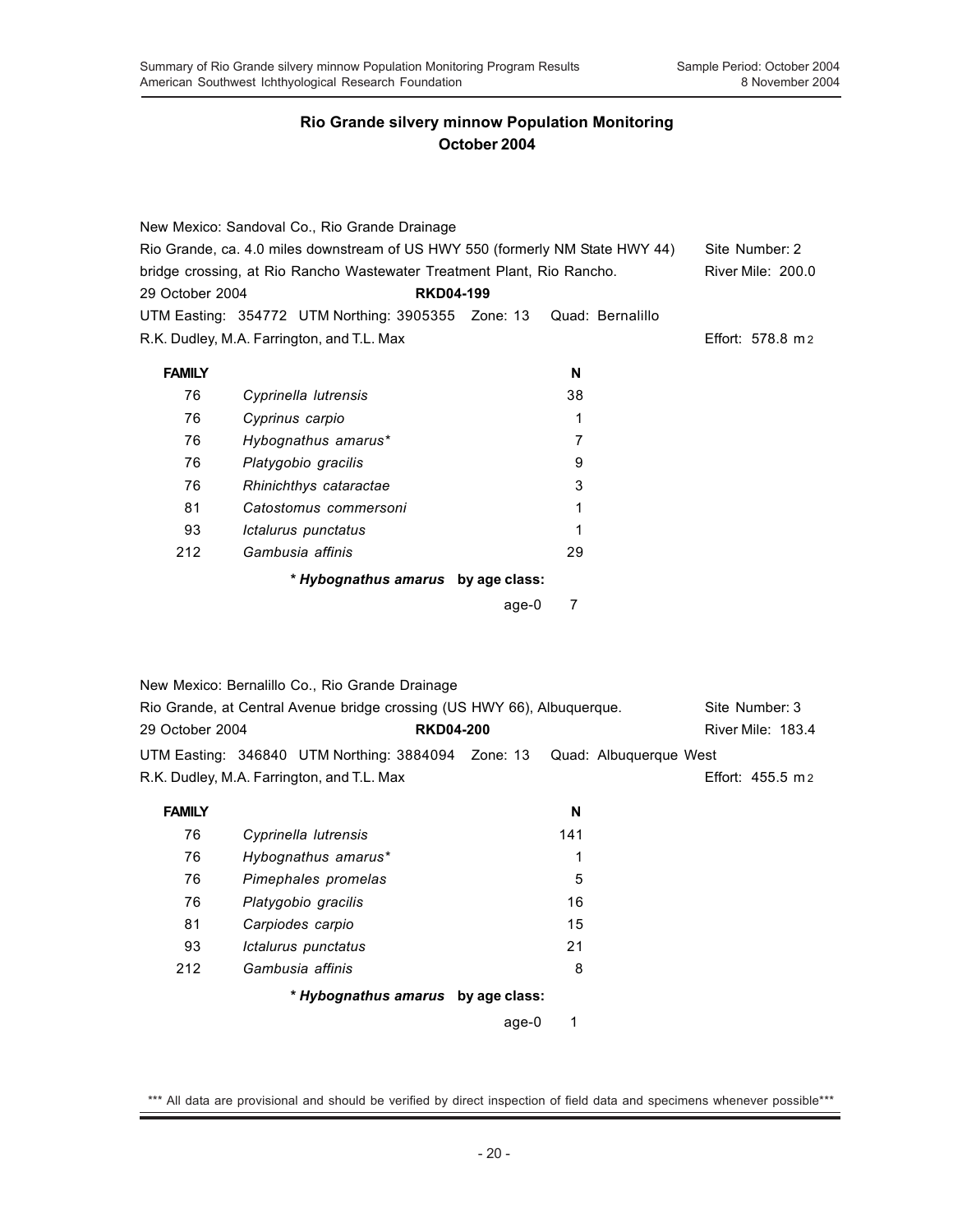## Rio Grande silvery minnow Population Monitoring
## October 2004

New Mexico: Sandoval Co., Rio Grande Drainage
Rio Grande, ca. 4.0 miles downstream of US HWY 550 (formerly NM State HWY 44) bridge crossing, at Rio Rancho Wastewater Treatment Plant, Rio Rancho. Site Number: 2
River Mile: 200.0
29 October 2004 **RKD04-199**
UTM Easting: 354772 UTM Northing: 3905355 Zone: 13 Quad: Bernalillo
R.K. Dudley, M.A. Farrington, and T.L. Max Effort: 578.8 m2

| FAMILY | | N |
|---|---|---|
| 76 | *Cyprinella lutrensis* | 38 |
| 76 | *Cyprinus carpio* | 1 |
| 76 | *Hybognathus amarus** | 7 |
| 76 | *Platygobio gracilis* | 9 |
| 76 | *Rhinichthys cataractae* | 3 |
| 81 | *Catostomus commersoni* | 1 |
| 93 | *Ictalurus punctatus* | 1 |
| 212 | *Gambusia affinis* | 29 |

**\* *Hybognathus amarus* by age class:**

| | |
|---|---|
| age-0 | 7 |

New Mexico: Bernalillo Co., Rio Grande Drainage
Rio Grande, at Central Avenue bridge crossing (US HWY 66), Albuquerque. Site Number: 3
29 October 2004 **RKD04-200** River Mile: 183.4
UTM Easting: 346840 UTM Northing: 3884094 Zone: 13 Quad: Albuquerque West
R.K. Dudley, M.A. Farrington, and T.L. Max Effort: 455.5 m2

| FAMILY | | N |
|---|---|---|
| 76 | *Cyprinella lutrensis* | 141 |
| 76 | *Hybognathus amarus** | 1 |
| 76 | *Pimephales promelas* | 5 |
| 76 | *Platygobio gracilis* | 16 |
| 81 | *Carpiodes carpio* | 15 |
| 93 | *Ictalurus punctatus* | 21 |
| 212 | *Gambusia affinis* | 8 |

**\* *Hybognathus amarus* by age class:**

| | |
|---|---|
| age-0 | 1 |

\*\*\* All data are provisional and should be verified by direct inspection of field data and specimens whenever possible\*\*\*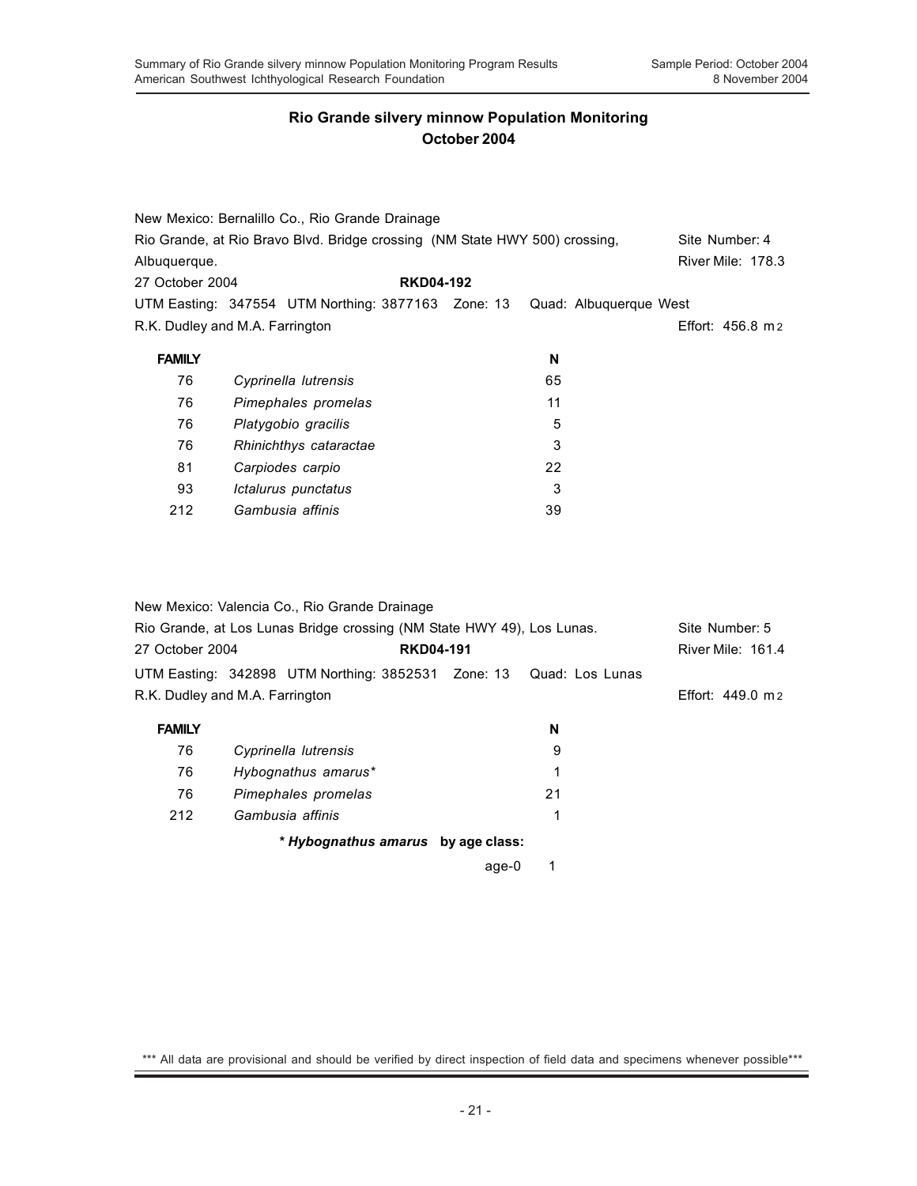## Rio Grande silvery minnow Population Monitoring
## October 2004

New Mexico: Bernalillo Co., Rio Grande Drainage
Rio Grande, at Rio Bravo Blvd. Bridge crossing (NM State HWY 500) crossing, Albuquerque. — Site Number: 4 — River Mile: 178.3
27 October 2004 — **RKD04-192**
UTM Easting: 347554 UTM Northing: 3877163 Zone: 13 Quad: Albuquerque West
R.K. Dudley and M.A. Farrington — Effort: 456.8 $m^2$

| FAMILY | | N |
|---|---|---|
| 76 | *Cyprinella lutrensis* | 65 |
| 76 | *Pimephales promelas* | 11 |
| 76 | *Platygobio gracilis* | 5 |
| 76 | *Rhinichthys cataractae* | 3 |
| 81 | *Carpiodes carpio* | 22 |
| 93 | *Ictalurus punctatus* | 3 |
| 212 | *Gambusia affinis* | 39 |

New Mexico: Valencia Co., Rio Grande Drainage
Rio Grande, at Los Lunas Bridge crossing (NM State HWY 49), Los Lunas. — Site Number: 5
27 October 2004 — **RKD04-191** — River Mile: 161.4
UTM Easting: 342898 UTM Northing: 3852531 Zone: 13 Quad: Los Lunas
R.K. Dudley and M.A. Farrington — Effort: 449.0 $m^2$

| FAMILY | | N |
|---|---|---|
| 76 | *Cyprinella lutrensis* | 9 |
| 76 | *Hybognathus amarus** | 1 |
| 76 | *Pimephales promelas* | 21 |
| 212 | *Gambusia affinis* | 1 |

**\* *Hybognathus amarus* by age class:**

| | N |
|---|---|
| age-0 | 1 |

*** All data are provisional and should be verified by direct inspection of field data and specimens whenever possible***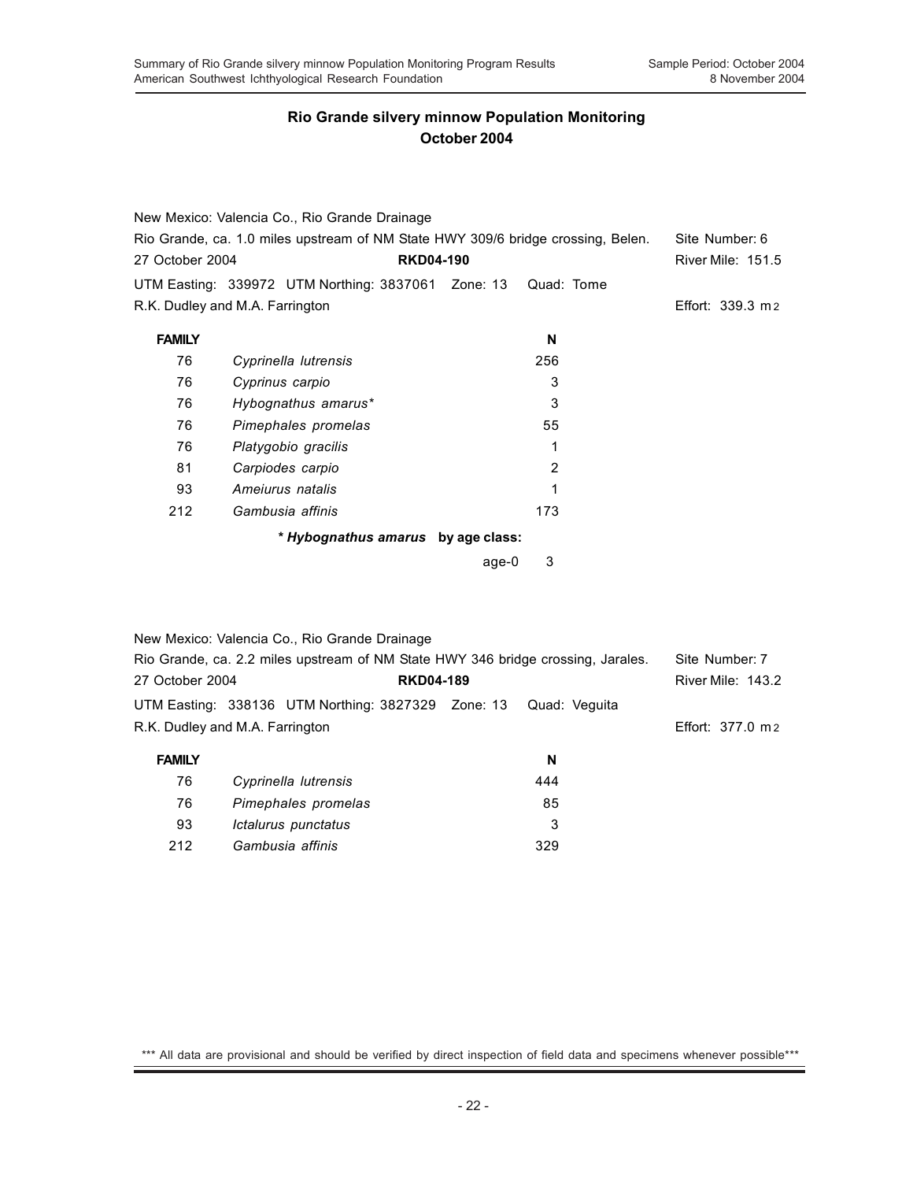## Rio Grande silvery minnow Population Monitoring
## October 2004

New Mexico: Valencia Co., Rio Grande Drainage
Rio Grande, ca. 1.0 miles upstream of NM State HWY 309/6 bridge crossing, Belen. Site Number: 6
27 October 2004 **RKD04-190** River Mile: 151.5
UTM Easting: 339972 UTM Northing: 3837061 Zone: 13 Quad: Tome
R.K. Dudley and M.A. Farrington Effort: 339.3 $m^2$

| FAMILY | | N |
|---|---|---|
| 76 | *Cyprinella lutrensis* | 256 |
| 76 | *Cyprinus carpio* | 3 |
| 76 | *Hybognathus amarus** | 3 |
| 76 | *Pimephales promelas* | 55 |
| 76 | *Platygobio gracilis* | 1 |
| 81 | *Carpiodes carpio* | 2 |
| 93 | *Ameiurus natalis* | 1 |
| 212 | *Gambusia affinis* | 173 |

**\* *Hybognathus amarus* by age class:**

| | |
|---|---|
| age-0 | 3 |

New Mexico: Valencia Co., Rio Grande Drainage
Rio Grande, ca. 2.2 miles upstream of NM State HWY 346 bridge crossing, Jarales. Site Number: 7
27 October 2004 **RKD04-189** River Mile: 143.2
UTM Easting: 338136 UTM Northing: 3827329 Zone: 13 Quad: Veguita
R.K. Dudley and M.A. Farrington Effort: 377.0 $m^2$

| FAMILY | | N |
|---|---|---|
| 76 | *Cyprinella lutrensis* | 444 |
| 76 | *Pimephales promelas* | 85 |
| 93 | *Ictalurus punctatus* | 3 |
| 212 | *Gambusia affinis* | 329 |

\*\*\* All data are provisional and should be verified by direct inspection of field data and specimens whenever possible\*\*\*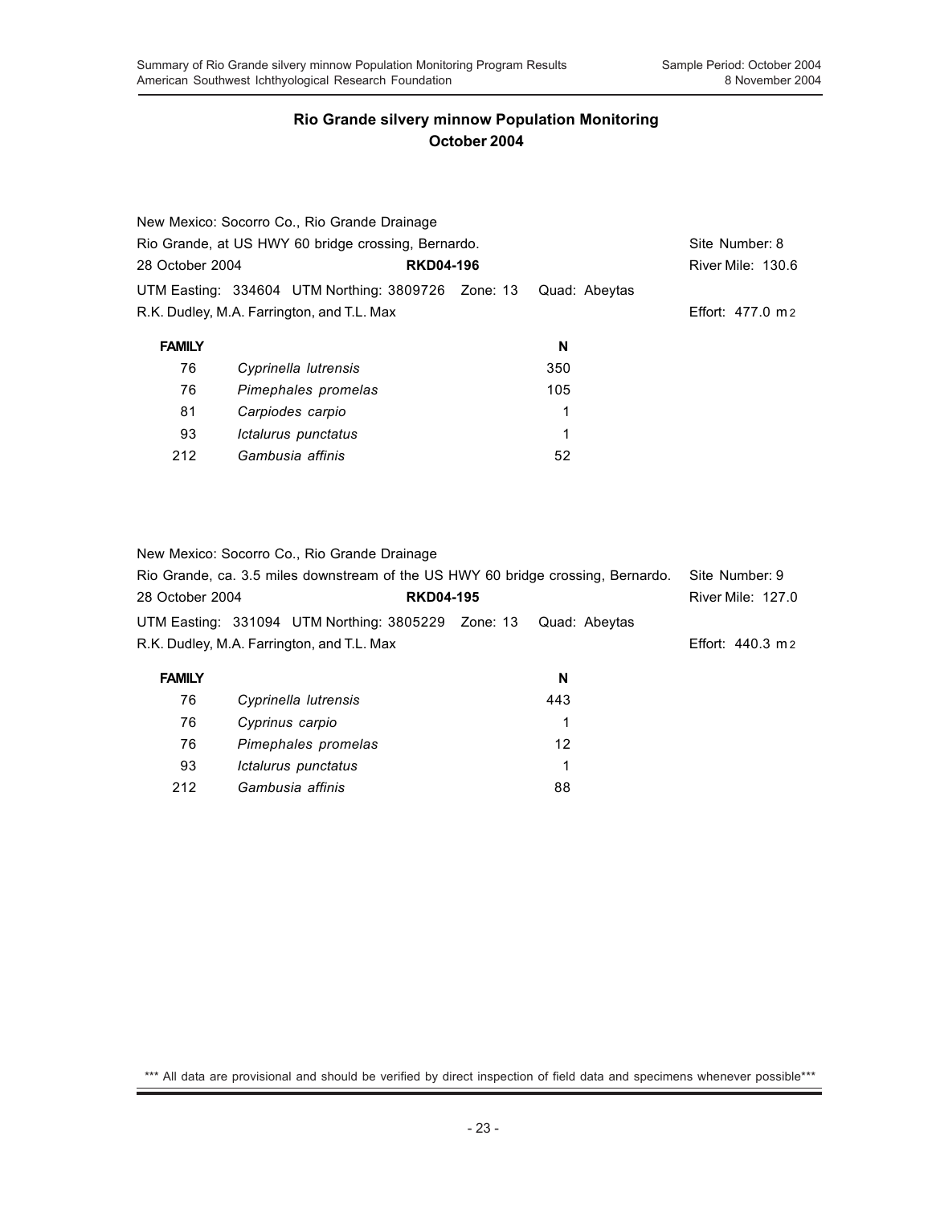## Rio Grande silvery minnow Population Monitoring
## October 2004

New Mexico: Socorro Co., Rio Grande Drainage
Rio Grande, at US HWY 60 bridge crossing, Bernardo. Site Number: 8
28 October 2004 **RKD04-196** River Mile: 130.6
UTM Easting: 334604 UTM Northing: 3809726 Zone: 13 Quad: Abeytas
R.K. Dudley, M.A. Farrington, and T.L. Max Effort: 477.0 $m^2$

| FAMILY | | N |
|---|---|---|
| 76 | *Cyprinella lutrensis* | 350 |
| 76 | *Pimephales promelas* | 105 |
| 81 | *Carpiodes carpio* | 1 |
| 93 | *Ictalurus punctatus* | 1 |
| 212 | *Gambusia affinis* | 52 |

New Mexico: Socorro Co., Rio Grande Drainage
Rio Grande, ca. 3.5 miles downstream of the US HWY 60 bridge crossing, Bernardo. Site Number: 9
28 October 2004 **RKD04-195** River Mile: 127.0
UTM Easting: 331094 UTM Northing: 3805229 Zone: 13 Quad: Abeytas
R.K. Dudley, M.A. Farrington, and T.L. Max Effort: 440.3 $m^2$

| FAMILY | | N |
|---|---|---|
| 76 | *Cyprinella lutrensis* | 443 |
| 76 | *Cyprinus carpio* | 1 |
| 76 | *Pimephales promelas* | 12 |
| 93 | *Ictalurus punctatus* | 1 |
| 212 | *Gambusia affinis* | 88 |

*** All data are provisional and should be verified by direct inspection of field data and specimens whenever possible***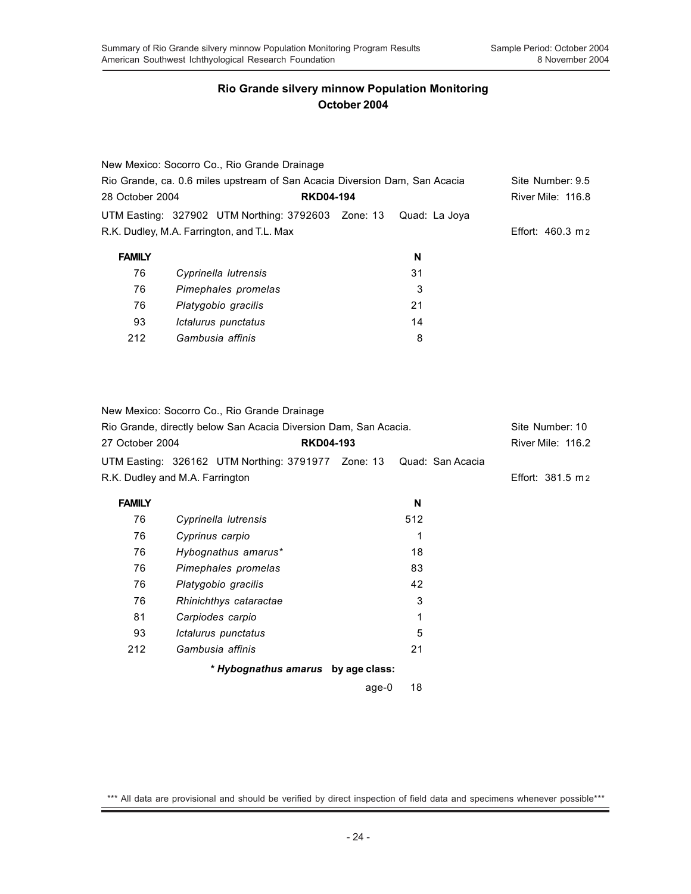## Rio Grande silvery minnow Population Monitoring
## October 2004

New Mexico: Socorro Co., Rio Grande Drainage
Rio Grande, ca. 0.6 miles upstream of San Acacia Diversion Dam, San Acacia — Site Number: 9.5
28 October 2004 — **RKD04-194** — River Mile: 116.8
UTM Easting: 327902 UTM Northing: 3792603 Zone: 13 Quad: La Joya
R.K. Dudley, M.A. Farrington, and T.L. Max — Effort: 460.3 m2

| FAMILY | | N |
|---|---|---|
| 76 | *Cyprinella lutrensis* | 31 |
| 76 | *Pimephales promelas* | 3 |
| 76 | *Platygobio gracilis* | 21 |
| 93 | *Ictalurus punctatus* | 14 |
| 212 | *Gambusia affinis* | 8 |

New Mexico: Socorro Co., Rio Grande Drainage
Rio Grande, directly below San Acacia Diversion Dam, San Acacia. — Site Number: 10
27 October 2004 — **RKD04-193** — River Mile: 116.2
UTM Easting: 326162 UTM Northing: 3791977 Zone: 13 Quad: San Acacia
R.K. Dudley and M.A. Farrington — Effort: 381.5 m2

| FAMILY | | N |
|---|---|---|
| 76 | *Cyprinella lutrensis* | 512 |
| 76 | *Cyprinus carpio* | 1 |
| 76 | *Hybognathus amarus** | 18 |
| 76 | *Pimephales promelas* | 83 |
| 76 | *Platygobio gracilis* | 42 |
| 76 | *Rhinichthys cataractae* | 3 |
| 81 | *Carpiodes carpio* | 1 |
| 93 | *Ictalurus punctatus* | 5 |
| 212 | *Gambusia affinis* | 21 |

**\* *Hybognathus amarus* by age class:**

| | |
|---|---|
| age-0 | 18 |

\*\*\* All data are provisional and should be verified by direct inspection of field data and specimens whenever possible\*\*\*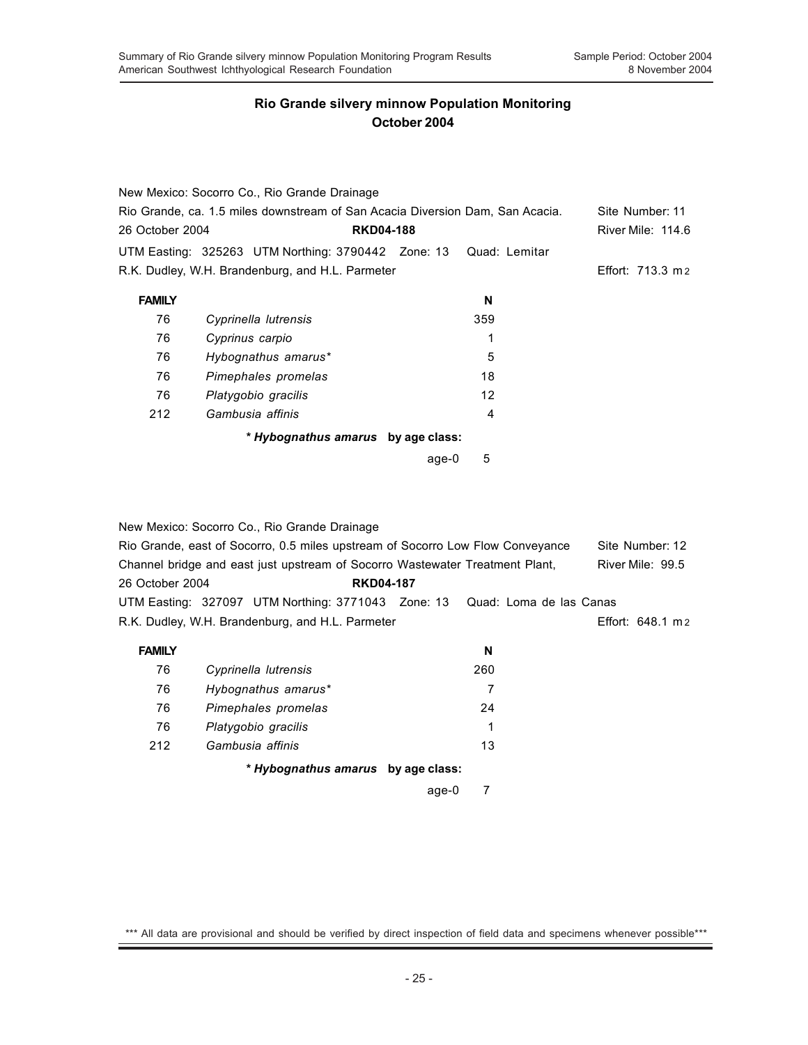## Rio Grande silvery minnow Population Monitoring
## October 2004

New Mexico: Socorro Co., Rio Grande Drainage
Rio Grande, ca. 1.5 miles downstream of San Acacia Diversion Dam, San Acacia. Site Number: 11
26 October 2004 **RKD04-188** River Mile: 114.6
UTM Easting: 325263 UTM Northing: 3790442 Zone: 13 Quad: Lemitar
R.K. Dudley, W.H. Brandenburg, and H.L. Parmeter Effort: 713.3 m2

| FAMILY | | N |
|---|---|---|
| 76 | *Cyprinella lutrensis* | 359 |
| 76 | *Cyprinus carpio* | 1 |
| 76 | *Hybognathus amarus** | 5 |
| 76 | *Pimephales promelas* | 18 |
| 76 | *Platygobio gracilis* | 12 |
| 212 | *Gambusia affinis* | 4 |

**\* *Hybognathus amarus* by age class:**

| | |
|---|---|
| age-0 | 5 |

New Mexico: Socorro Co., Rio Grande Drainage
Rio Grande, east of Socorro, 0.5 miles upstream of Socorro Low Flow Conveyance Channel bridge and east just upstream of Socorro Wastewater Treatment Plant, Site Number: 12 River Mile: 99.5
26 October 2004 **RKD04-187**
UTM Easting: 327097 UTM Northing: 3771043 Zone: 13 Quad: Loma de las Canas
R.K. Dudley, W.H. Brandenburg, and H.L. Parmeter Effort: 648.1 m2

| FAMILY | | N |
|---|---|---|
| 76 | *Cyprinella lutrensis* | 260 |
| 76 | *Hybognathus amarus** | 7 |
| 76 | *Pimephales promelas* | 24 |
| 76 | *Platygobio gracilis* | 1 |
| 212 | *Gambusia affinis* | 13 |

**\* *Hybognathus amarus* by age class:**

| | |
|---|---|
| age-0 | 7 |

*** All data are provisional and should be verified by direct inspection of field data and specimens whenever possible***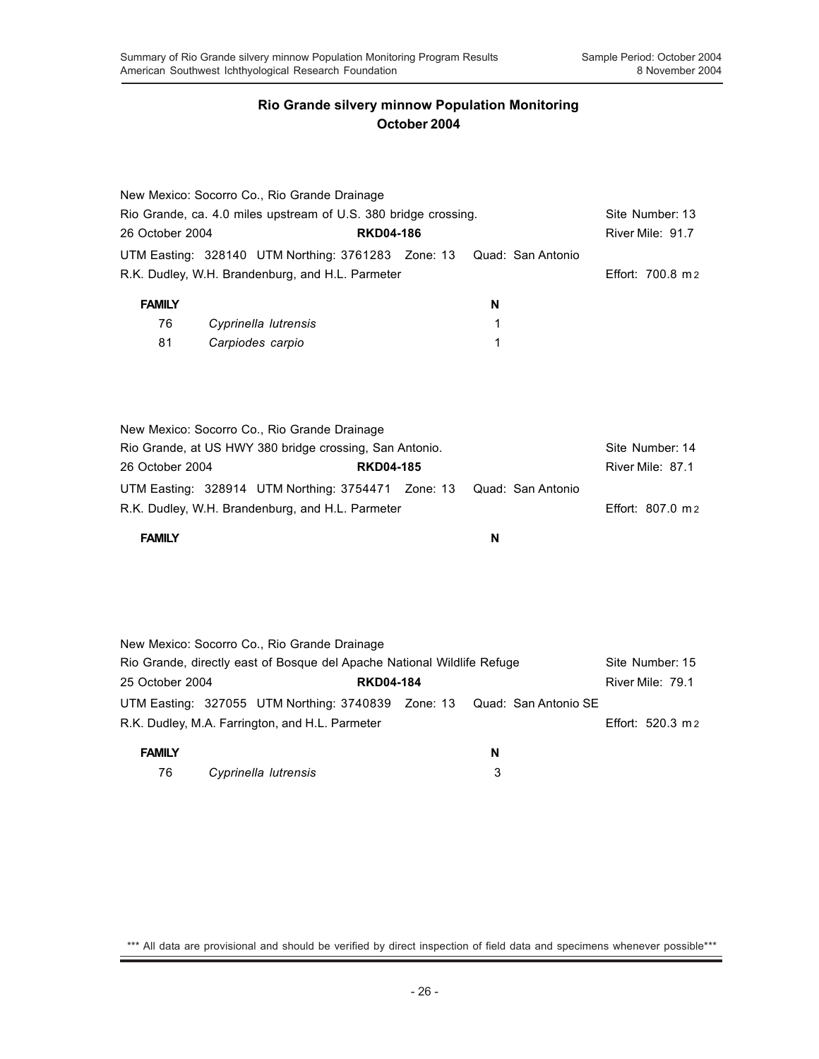## Rio Grande silvery minnow Population Monitoring
## October 2004

New Mexico: Socorro Co., Rio Grande Drainage
Rio Grande, ca. 4.0 miles upstream of U.S. 380 bridge crossing. Site Number: 13
26 October 2004 **RKD04-186** River Mile: 91.7
UTM Easting: 328140 UTM Northing: 3761283 Zone: 13 Quad: San Antonio
R.K. Dudley, W.H. Brandenburg, and H.L. Parmeter Effort: 700.8 m2

| FAMILY | | N |
|---|---|---|
| 76 | *Cyprinella lutrensis* | 1 |
| 81 | *Carpiodes carpio* | 1 |

New Mexico: Socorro Co., Rio Grande Drainage
Rio Grande, at US HWY 380 bridge crossing, San Antonio. Site Number: 14
26 October 2004 **RKD04-185** River Mile: 87.1
UTM Easting: 328914 UTM Northing: 3754471 Zone: 13 Quad: San Antonio
R.K. Dudley, W.H. Brandenburg, and H.L. Parmeter Effort: 807.0 m2

| FAMILY | | N |
|---|---|---|

New Mexico: Socorro Co., Rio Grande Drainage
Rio Grande, directly east of Bosque del Apache National Wildlife Refuge Site Number: 15
25 October 2004 **RKD04-184** River Mile: 79.1
UTM Easting: 327055 UTM Northing: 3740839 Zone: 13 Quad: San Antonio SE
R.K. Dudley, M.A. Farrington, and H.L. Parmeter Effort: 520.3 m2

| FAMILY | | N |
|---|---|---|
| 76 | *Cyprinella lutrensis* | 3 |

*** All data are provisional and should be verified by direct inspection of field data and specimens whenever possible***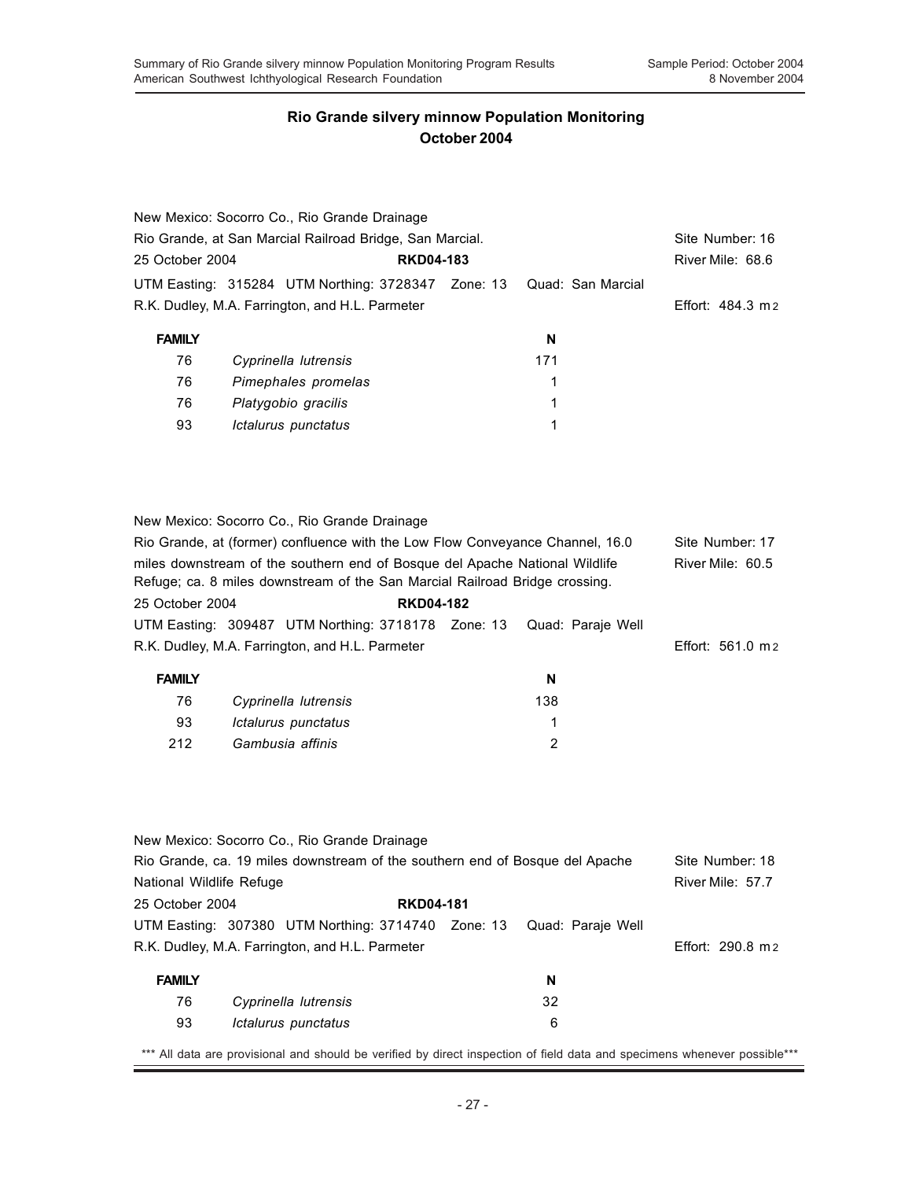## Rio Grande silvery minnow Population Monitoring
## October 2004

New Mexico: Socorro Co., Rio Grande Drainage
Rio Grande, at San Marcial Railroad Bridge, San Marcial. — Site Number: 16
25 October 2004 — **RKD04-183** — River Mile: 68.6
UTM Easting: 315284 UTM Northing: 3728347 Zone: 13 Quad: San Marcial
R.K. Dudley, M.A. Farrington, and H.L. Parmeter — Effort: 484.3 $m^2$

| FAMILY | | N |
|---|---|---|
| 76 | *Cyprinella lutrensis* | 171 |
| 76 | *Pimephales promelas* | 1 |
| 76 | *Platygobio gracilis* | 1 |
| 93 | *Ictalurus punctatus* | 1 |

New Mexico: Socorro Co., Rio Grande Drainage
Rio Grande, at (former) confluence with the Low Flow Conveyance Channel, 16.0 miles downstream of the southern end of Bosque del Apache National Wildlife Refuge; ca. 8 miles downstream of the San Marcial Railroad Bridge crossing. — Site Number: 17 — River Mile: 60.5
25 October 2004 — **RKD04-182**
UTM Easting: 309487 UTM Northing: 3718178 Zone: 13 Quad: Paraje Well
R.K. Dudley, M.A. Farrington, and H.L. Parmeter — Effort: 561.0 $m^2$

| FAMILY | | N |
|---|---|---|
| 76 | *Cyprinella lutrensis* | 138 |
| 93 | *Ictalurus punctatus* | 1 |
| 212 | *Gambusia affinis* | 2 |

New Mexico: Socorro Co., Rio Grande Drainage
Rio Grande, ca. 19 miles downstream of the southern end of Bosque del Apache National Wildlife Refuge — Site Number: 18 — River Mile: 57.7
25 October 2004 — **RKD04-181**
UTM Easting: 307380 UTM Northing: 3714740 Zone: 13 Quad: Paraje Well
R.K. Dudley, M.A. Farrington, and H.L. Parmeter — Effort: 290.8 $m^2$

| FAMILY | | N |
|---|---|---|
| 76 | *Cyprinella lutrensis* | 32 |
| 93 | *Ictalurus punctatus* | 6 |

*** All data are provisional and should be verified by direct inspection of field data and specimens whenever possible***